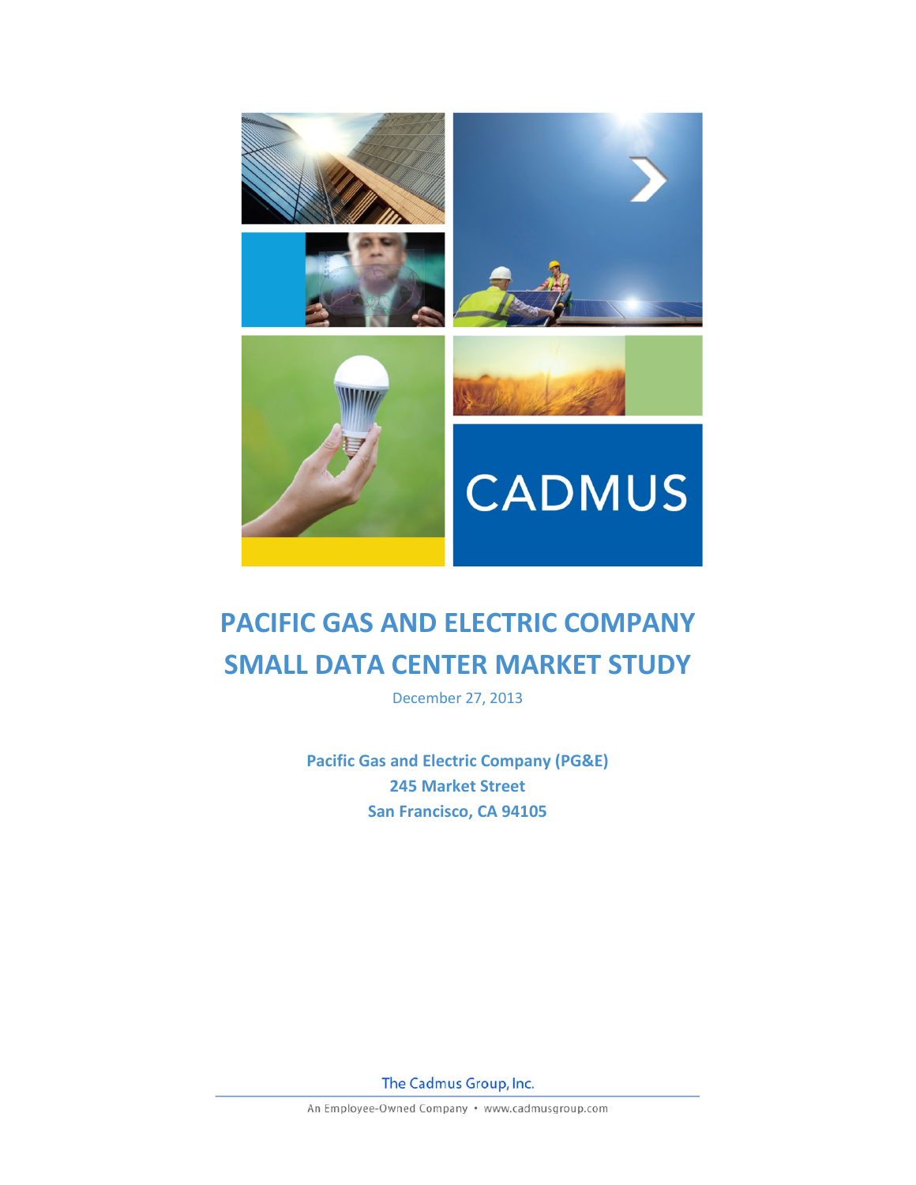CADMUS

# PACIFIC GAS AND ELECTRIC COMPANY SMALL DATA CENTER MARKET STUDY

December 27, 2013

**Pacific Gas and Electric Company (PG&E)**
**245 Market Street**
**San Francisco, CA 94105**

The Cadmus Group, Inc.

An Employee-Owned Company • www.cadmusgroup.com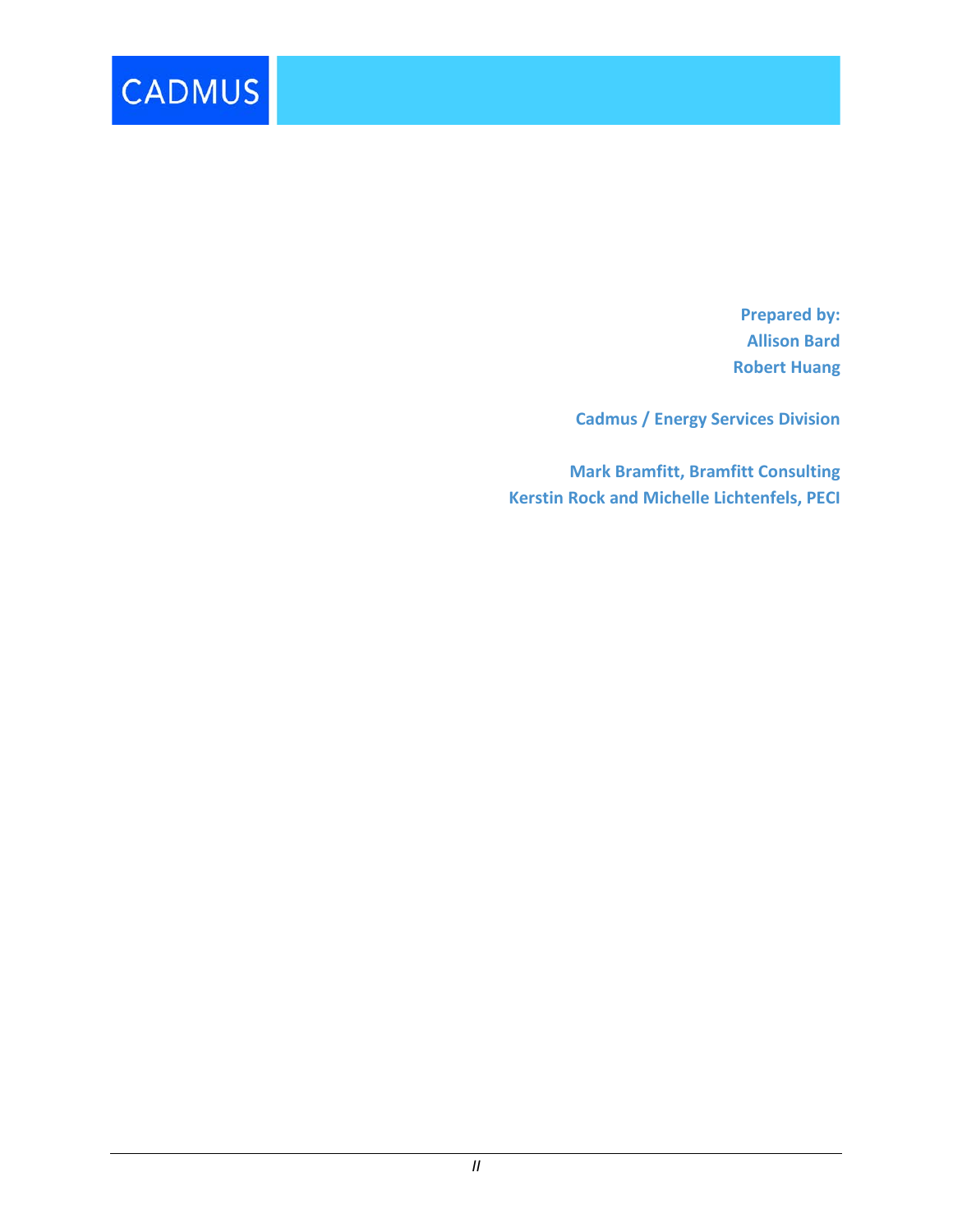**Prepared by:**
**Allison Bard**
**Robert Huang**

**Cadmus / Energy Services Division**

**Mark Bramfitt, Bramfitt Consulting**
**Kerstin Rock and Michelle Lichtenfels, PECI**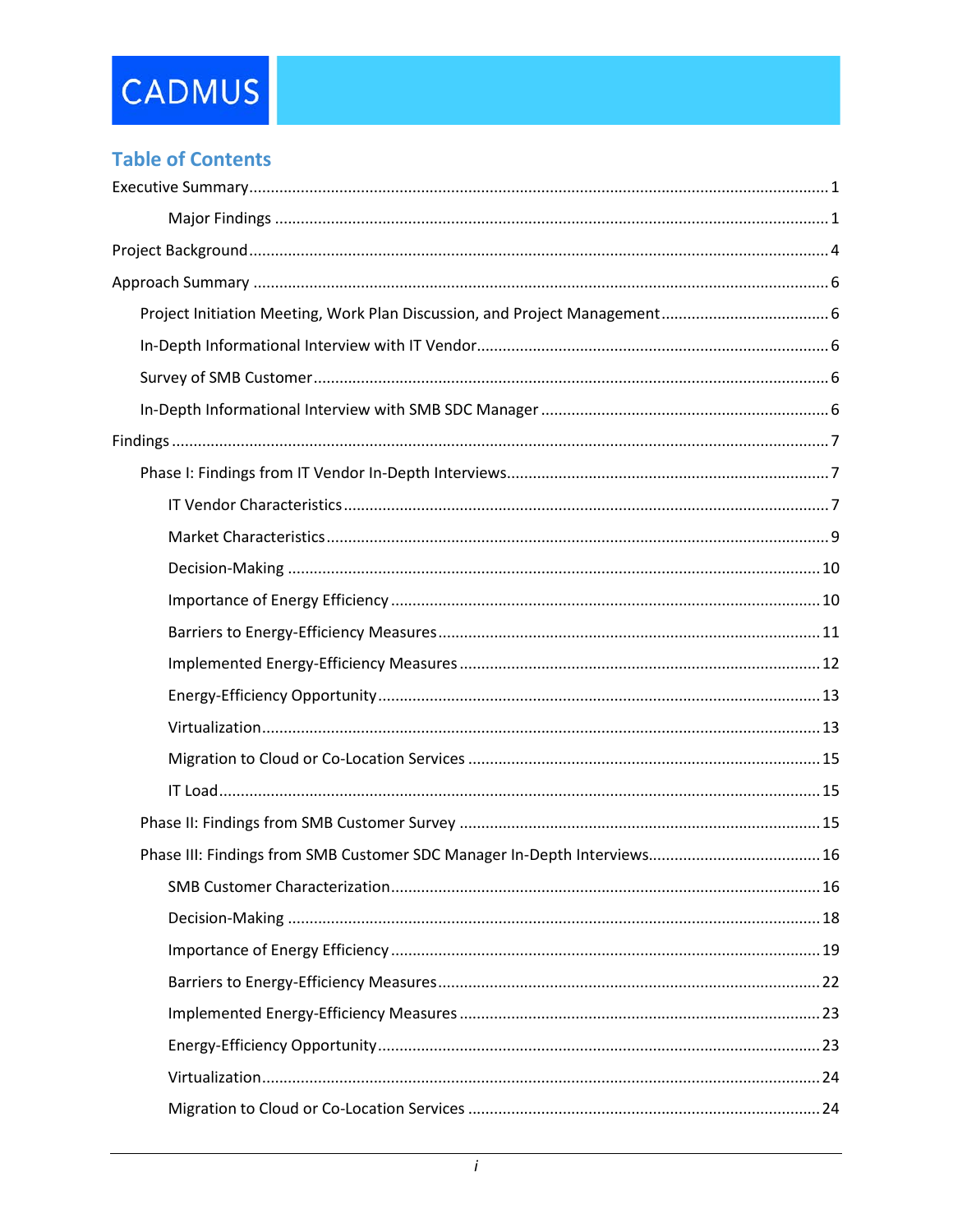## Table of Contents

Executive Summary ..... 1

- Major Findings ..... 1

Project Background ..... 4

Approach Summary ..... 6

- Project Initiation Meeting, Work Plan Discussion, and Project Management ..... 6
- In-Depth Informational Interview with IT Vendor ..... 6
- Survey of SMB Customer ..... 6
- In-Depth Informational Interview with SMB SDC Manager ..... 6

Findings ..... 7

- Phase I: Findings from IT Vendor In-Depth Interviews ..... 7
  - IT Vendor Characteristics ..... 7
  - Market Characteristics ..... 9
  - Decision-Making ..... 10
  - Importance of Energy Efficiency ..... 10
  - Barriers to Energy-Efficiency Measures ..... 11
  - Implemented Energy-Efficiency Measures ..... 12
  - Energy-Efficiency Opportunity ..... 13
  - Virtualization ..... 13
  - Migration to Cloud or Co-Location Services ..... 15
  - IT Load ..... 15
- Phase II: Findings from SMB Customer Survey ..... 15
- Phase III: Findings from SMB Customer SDC Manager In-Depth Interviews ..... 16
  - SMB Customer Characterization ..... 16
  - Decision-Making ..... 18
  - Importance of Energy Efficiency ..... 19
  - Barriers to Energy-Efficiency Measures ..... 22
  - Implemented Energy-Efficiency Measures ..... 23
  - Energy-Efficiency Opportunity ..... 23
  - Virtualization ..... 24
  - Migration to Cloud or Co-Location Services ..... 24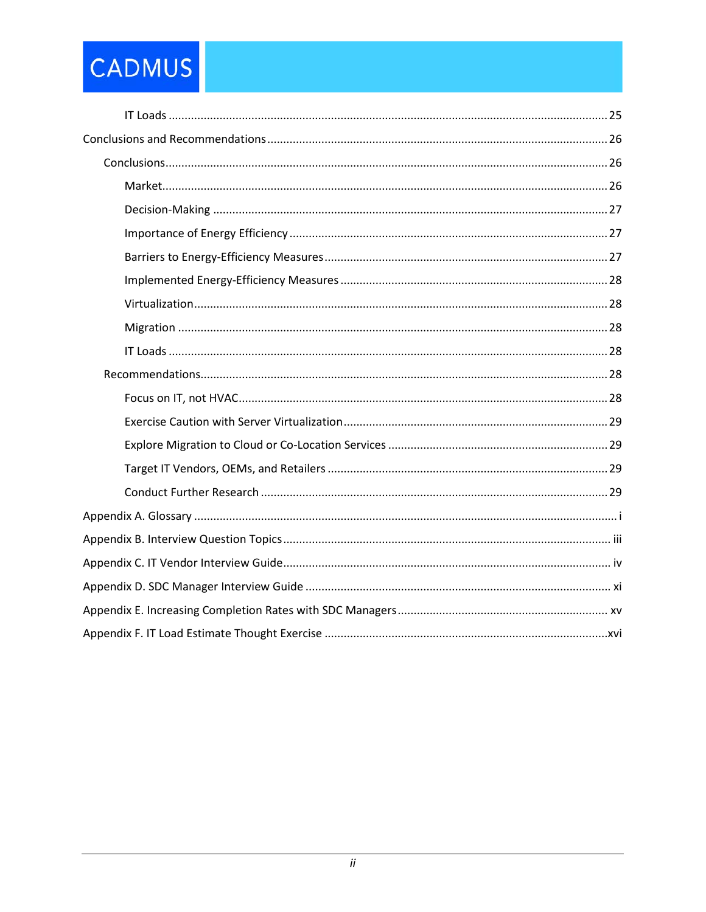IT Loads ........................................................................................................................ 25

Conclusions and Recommendations ......................................................................................... 26

Conclusions ........................................................................................................................ 26

Market ........................................................................................................................ 26

Decision-Making .......................................................................................................... 27

Importance of Energy Efficiency .................................................................................. 27

Barriers to Energy-Efficiency Measures ....................................................................... 27

Implemented Energy-Efficiency Measures .................................................................. 28

Virtualization ............................................................................................................... 28

Migration .................................................................................................................... 28

IT Loads ....................................................................................................................... 28

Recommendations ............................................................................................................. 28

Focus on IT, not HVAC .................................................................................................. 28

Exercise Caution with Server Virtualization ................................................................. 29

Explore Migration to Cloud or Co-Location Services .................................................... 29

Target IT Vendors, OEMs, and Retailers ...................................................................... 29

Conduct Further Research ........................................................................................... 29

Appendix A. Glossary ................................................................................................................... i

Appendix B. Interview Question Topics ..................................................................................... iii

Appendix C. IT Vendor Interview Guide ..................................................................................... iv

Appendix D. SDC Manager Interview Guide ............................................................................... xi

Appendix E. Increasing Completion Rates with SDC Managers ................................................. xv

Appendix F. IT Load Estimate Thought Exercise ........................................................................ xvi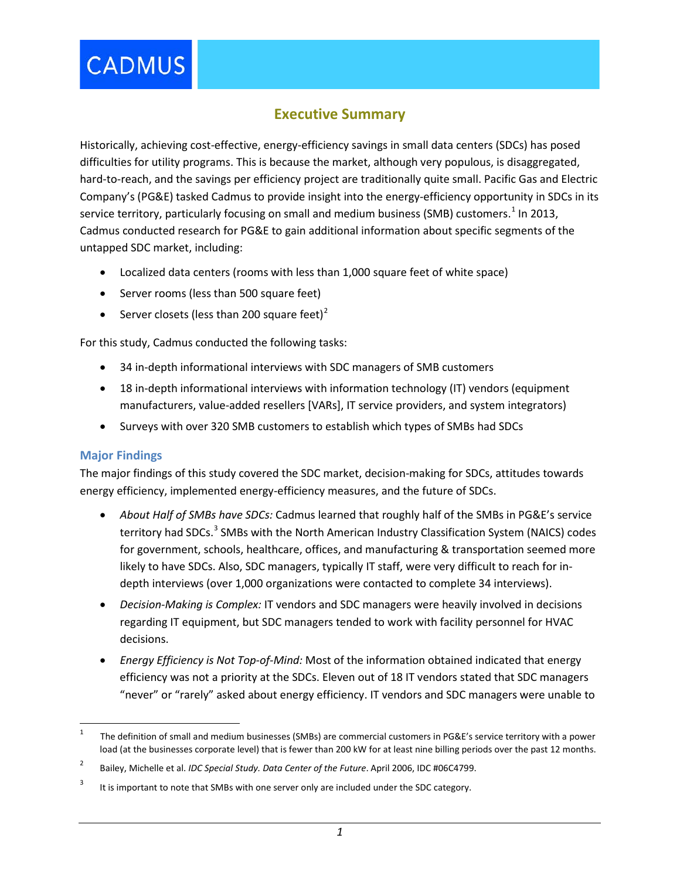# Executive Summary

Historically, achieving cost-effective, energy-efficiency savings in small data centers (SDCs) has posed difficulties for utility programs. This is because the market, although very populous, is disaggregated, hard-to-reach, and the savings per efficiency project are traditionally quite small. Pacific Gas and Electric Company's (PG&E) tasked Cadmus to provide insight into the energy-efficiency opportunity in SDCs in its service territory, particularly focusing on small and medium business (SMB) customers.[1] In 2013, Cadmus conducted research for PG&E to gain additional information about specific segments of the untapped SDC market, including:

- Localized data centers (rooms with less than 1,000 square feet of white space)
- Server rooms (less than 500 square feet)
- Server closets (less than 200 square feet)[2]

For this study, Cadmus conducted the following tasks:

- 34 in-depth informational interviews with SDC managers of SMB customers
- 18 in-depth informational interviews with information technology (IT) vendors (equipment manufacturers, value-added resellers [VARs], IT service providers, and system integrators)
- Surveys with over 320 SMB customers to establish which types of SMBs had SDCs

## Major Findings

The major findings of this study covered the SDC market, decision-making for SDCs, attitudes towards energy efficiency, implemented energy-efficiency measures, and the future of SDCs.

- *About Half of SMBs have SDCs:* Cadmus learned that roughly half of the SMBs in PG&E's service territory had SDCs.[3] SMBs with the North American Industry Classification System (NAICS) codes for government, schools, healthcare, offices, and manufacturing & transportation seemed more likely to have SDCs. Also, SDC managers, typically IT staff, were very difficult to reach for in-depth interviews (over 1,000 organizations were contacted to complete 34 interviews).
- *Decision-Making is Complex:* IT vendors and SDC managers were heavily involved in decisions regarding IT equipment, but SDC managers tended to work with facility personnel for HVAC decisions.
- *Energy Efficiency is Not Top-of-Mind:* Most of the information obtained indicated that energy efficiency was not a priority at the SDCs. Eleven out of 18 IT vendors stated that SDC managers "never" or "rarely" asked about energy efficiency. IT vendors and SDC managers were unable to

[1] The definition of small and medium businesses (SMBs) are commercial customers in PG&E's service territory with a power load (at the businesses corporate level) that is fewer than 200 kW for at least nine billing periods over the past 12 months.

[2] Bailey, Michelle et al. *IDC Special Study. Data Center of the Future*. April 2006, IDC #06C4799.

[3] It is important to note that SMBs with one server only are included under the SDC category.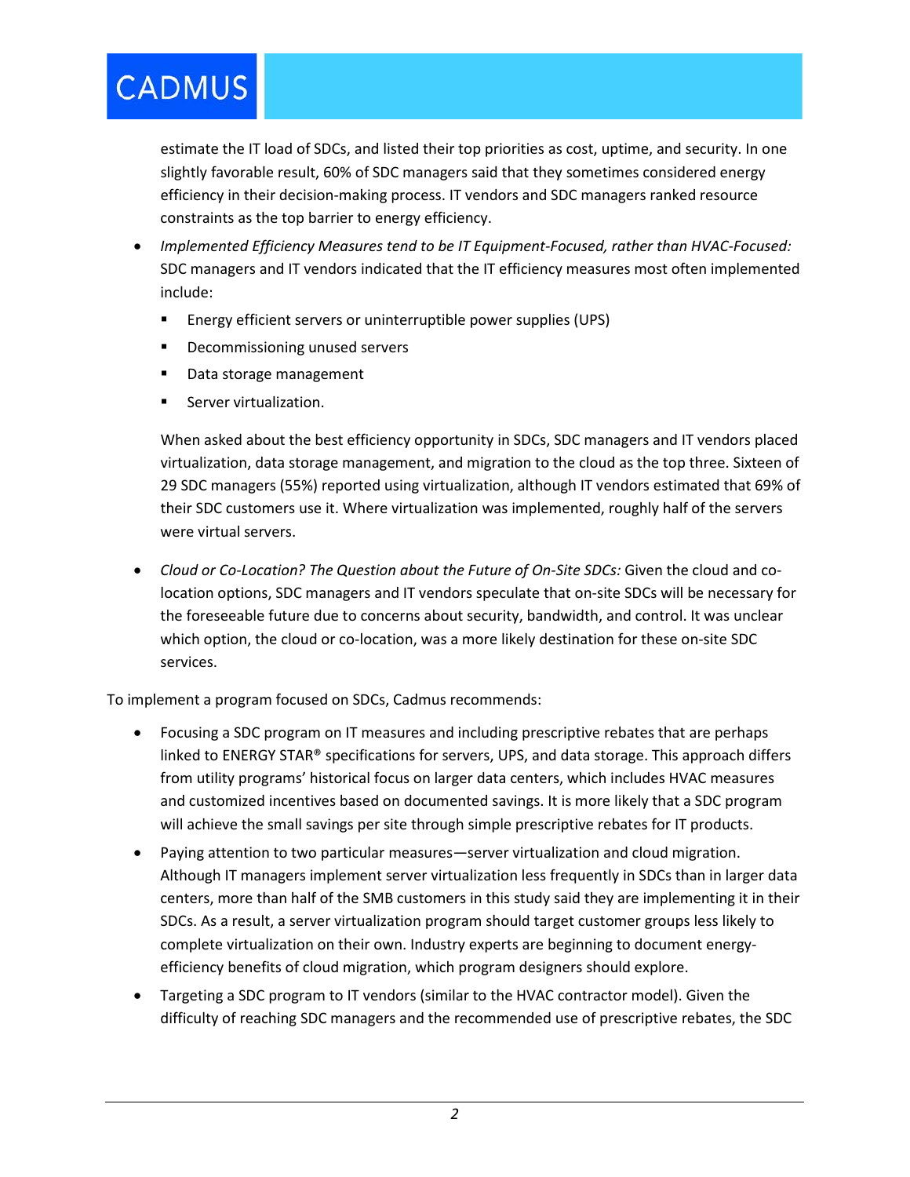estimate the IT load of SDCs, and listed their top priorities as cost, uptime, and security. In one slightly favorable result, 60% of SDC managers said that they sometimes considered energy efficiency in their decision-making process. IT vendors and SDC managers ranked resource constraints as the top barrier to energy efficiency.

- *Implemented Efficiency Measures tend to be IT Equipment-Focused, rather than HVAC-Focused:* SDC managers and IT vendors indicated that the IT efficiency measures most often implemented include:
  - Energy efficient servers or uninterruptible power supplies (UPS)
  - Decommissioning unused servers
  - Data storage management
  - Server virtualization.

  When asked about the best efficiency opportunity in SDCs, SDC managers and IT vendors placed virtualization, data storage management, and migration to the cloud as the top three. Sixteen of 29 SDC managers (55%) reported using virtualization, although IT vendors estimated that 69% of their SDC customers use it. Where virtualization was implemented, roughly half of the servers were virtual servers.

- *Cloud or Co-Location? The Question about the Future of On-Site SDCs:* Given the cloud and co-location options, SDC managers and IT vendors speculate that on-site SDCs will be necessary for the foreseeable future due to concerns about security, bandwidth, and control. It was unclear which option, the cloud or co-location, was a more likely destination for these on-site SDC services.

To implement a program focused on SDCs, Cadmus recommends:

- Focusing a SDC program on IT measures and including prescriptive rebates that are perhaps linked to ENERGY STAR® specifications for servers, UPS, and data storage. This approach differs from utility programs' historical focus on larger data centers, which includes HVAC measures and customized incentives based on documented savings. It is more likely that a SDC program will achieve the small savings per site through simple prescriptive rebates for IT products.
- Paying attention to two particular measures—server virtualization and cloud migration. Although IT managers implement server virtualization less frequently in SDCs than in larger data centers, more than half of the SMB customers in this study said they are implementing it in their SDCs. As a result, a server virtualization program should target customer groups less likely to complete virtualization on their own. Industry experts are beginning to document energy-efficiency benefits of cloud migration, which program designers should explore.
- Targeting a SDC program to IT vendors (similar to the HVAC contractor model). Given the difficulty of reaching SDC managers and the recommended use of prescriptive rebates, the SDC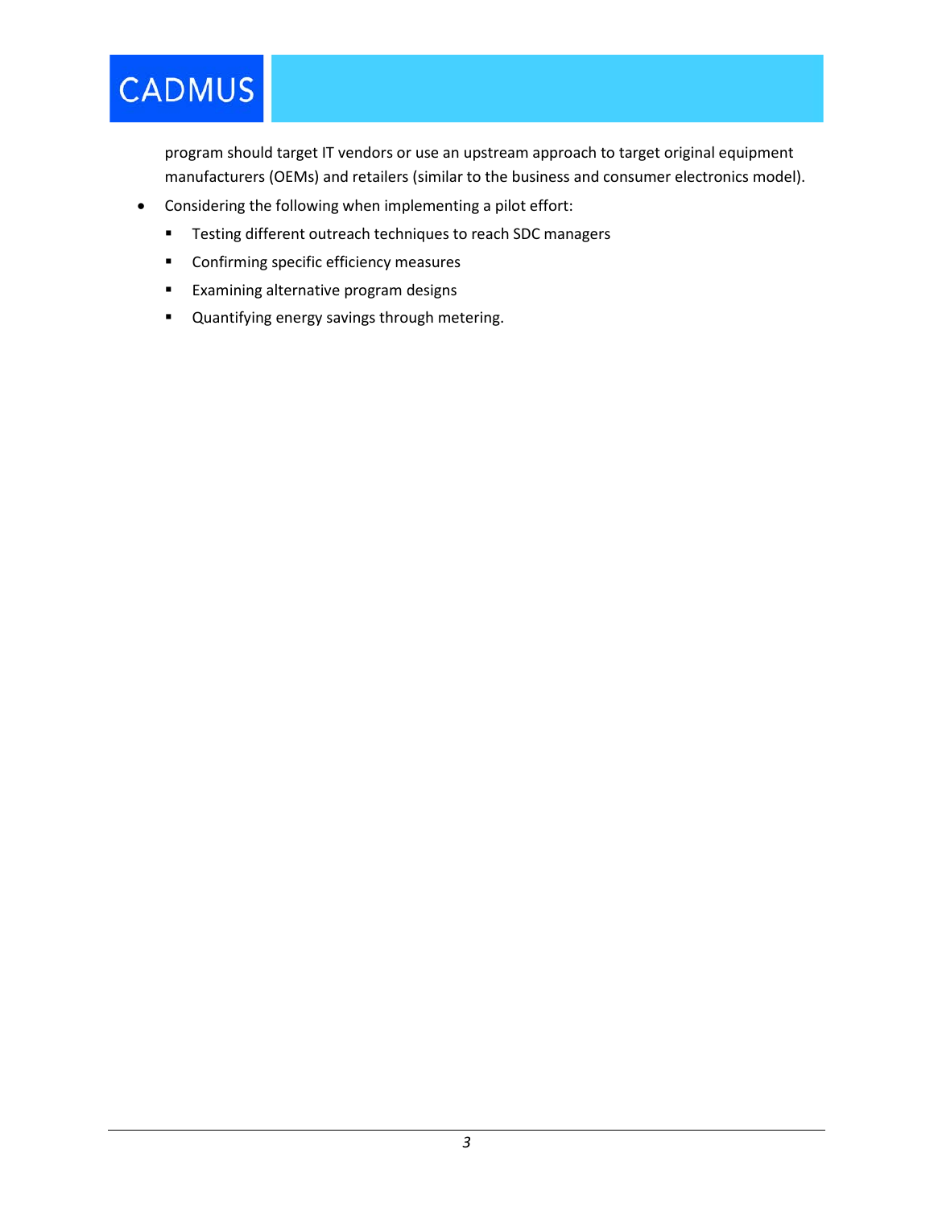program should target IT vendors or use an upstream approach to target original equipment manufacturers (OEMs) and retailers (similar to the business and consumer electronics model).

- Considering the following when implementing a pilot effort:
  - Testing different outreach techniques to reach SDC managers
  - Confirming specific efficiency measures
  - Examining alternative program designs
  - Quantifying energy savings through metering.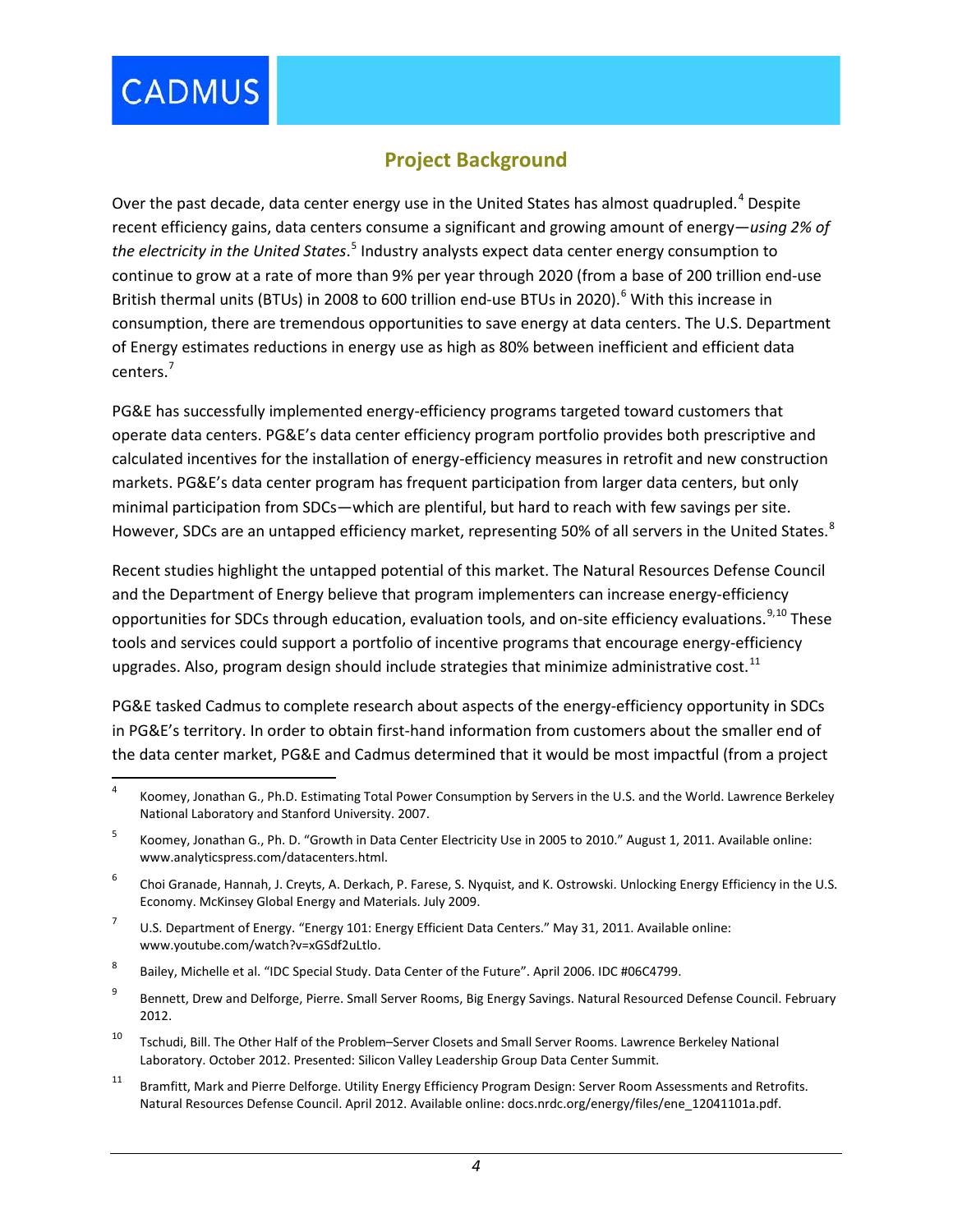## Project Background

Over the past decade, data center energy use in the United States has almost quadrupled.[4] Despite recent efficiency gains, data centers consume a significant and growing amount of energy—*using 2% of the electricity in the United States*.[5] Industry analysts expect data center energy consumption to continue to grow at a rate of more than 9% per year through 2020 (from a base of 200 trillion end-use British thermal units (BTUs) in 2008 to 600 trillion end-use BTUs in 2020).[6] With this increase in consumption, there are tremendous opportunities to save energy at data centers. The U.S. Department of Energy estimates reductions in energy use as high as 80% between inefficient and efficient data centers.[7]

PG&E has successfully implemented energy-efficiency programs targeted toward customers that operate data centers. PG&E's data center efficiency program portfolio provides both prescriptive and calculated incentives for the installation of energy-efficiency measures in retrofit and new construction markets. PG&E's data center program has frequent participation from larger data centers, but only minimal participation from SDCs—which are plentiful, but hard to reach with few savings per site. However, SDCs are an untapped efficiency market, representing 50% of all servers in the United States.[8]

Recent studies highlight the untapped potential of this market. The Natural Resources Defense Council and the Department of Energy believe that program implementers can increase energy-efficiency opportunities for SDCs through education, evaluation tools, and on-site efficiency evaluations.[9,10] These tools and services could support a portfolio of incentive programs that encourage energy-efficiency upgrades. Also, program design should include strategies that minimize administrative cost.[11]

PG&E tasked Cadmus to complete research about aspects of the energy-efficiency opportunity in SDCs in PG&E's territory. In order to obtain first-hand information from customers about the smaller end of the data center market, PG&E and Cadmus determined that it would be most impactful (from a project

---

[4] Koomey, Jonathan G., Ph.D. Estimating Total Power Consumption by Servers in the U.S. and the World. Lawrence Berkeley National Laboratory and Stanford University. 2007.

[5] Koomey, Jonathan G., Ph. D. "Growth in Data Center Electricity Use in 2005 to 2010." August 1, 2011. Available online: www.analyticspress.com/datacenters.html.

[6] Choi Granade, Hannah, J. Creyts, A. Derkach, P. Farese, S. Nyquist, and K. Ostrowski. Unlocking Energy Efficiency in the U.S. Economy. McKinsey Global Energy and Materials. July 2009.

[7] U.S. Department of Energy. "Energy 101: Energy Efficient Data Centers." May 31, 2011. Available online: www.youtube.com/watch?v=xGSdf2uLtlo.

[8] Bailey, Michelle et al. "IDC Special Study. Data Center of the Future". April 2006. IDC #06C4799.

[9] Bennett, Drew and Delforge, Pierre. Small Server Rooms, Big Energy Savings. Natural Resourced Defense Council. February 2012.

[10] Tschudi, Bill. The Other Half of the Problem–Server Closets and Small Server Rooms. Lawrence Berkeley National Laboratory. October 2012. Presented: Silicon Valley Leadership Group Data Center Summit.

[11] Bramfitt, Mark and Pierre Delforge. Utility Energy Efficiency Program Design: Server Room Assessments and Retrofits. Natural Resources Defense Council. April 2012. Available online: docs.nrdc.org/energy/files/ene_12041101a.pdf.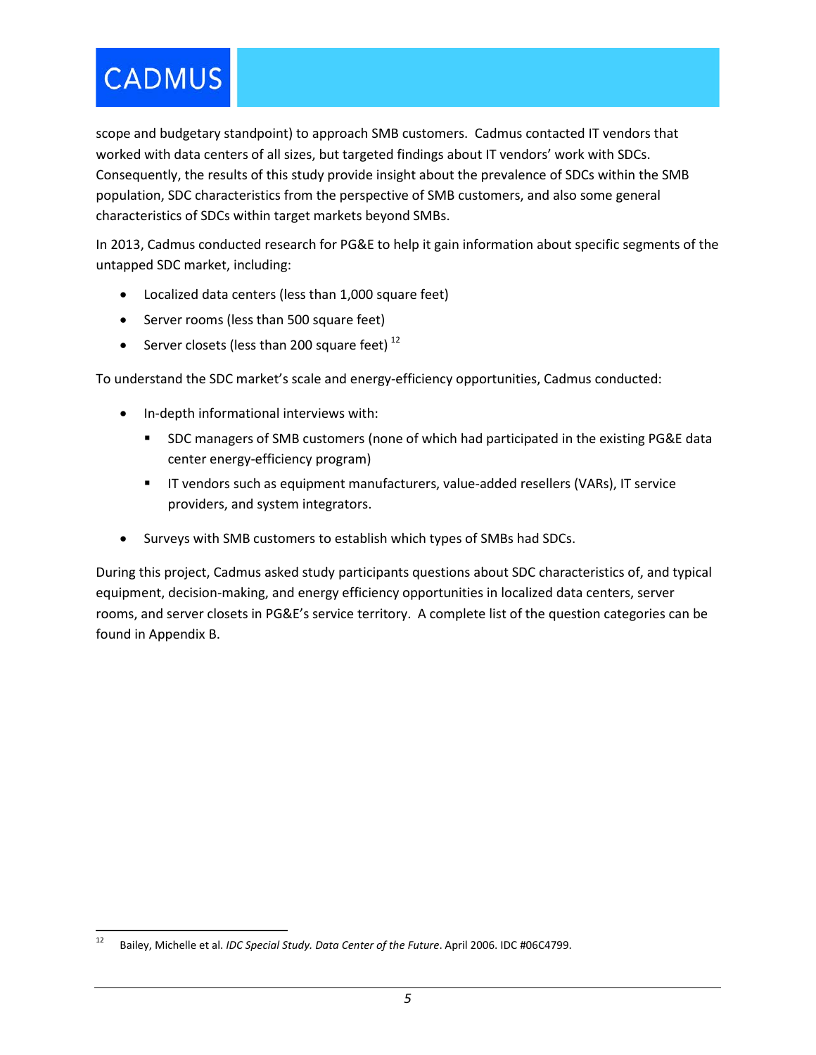scope and budgetary standpoint) to approach SMB customers. Cadmus contacted IT vendors that worked with data centers of all sizes, but targeted findings about IT vendors' work with SDCs. Consequently, the results of this study provide insight about the prevalence of SDCs within the SMB population, SDC characteristics from the perspective of SMB customers, and also some general characteristics of SDCs within target markets beyond SMBs.

In 2013, Cadmus conducted research for PG&E to help it gain information about specific segments of the untapped SDC market, including:

- Localized data centers (less than 1,000 square feet)
- Server rooms (less than 500 square feet)
- Server closets (less than 200 square feet) [12]

To understand the SDC market's scale and energy-efficiency opportunities, Cadmus conducted:

- In-depth informational interviews with:
  - SDC managers of SMB customers (none of which had participated in the existing PG&E data center energy-efficiency program)
  - IT vendors such as equipment manufacturers, value-added resellers (VARs), IT service providers, and system integrators.
- Surveys with SMB customers to establish which types of SMBs had SDCs.

During this project, Cadmus asked study participants questions about SDC characteristics of, and typical equipment, decision-making, and energy efficiency opportunities in localized data centers, server rooms, and server closets in PG&E's service territory. A complete list of the question categories can be found in Appendix B.

[12] Bailey, Michelle et al. *IDC Special Study. Data Center of the Future*. April 2006. IDC #06C4799.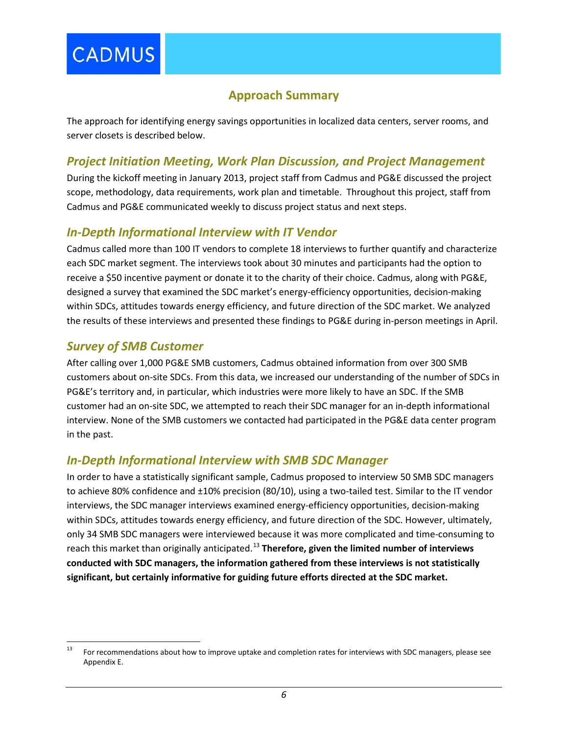## Approach Summary

The approach for identifying energy savings opportunities in localized data centers, server rooms, and server closets is described below.

### *Project Initiation Meeting, Work Plan Discussion, and Project Management*

During the kickoff meeting in January 2013, project staff from Cadmus and PG&E discussed the project scope, methodology, data requirements, work plan and timetable. Throughout this project, staff from Cadmus and PG&E communicated weekly to discuss project status and next steps.

### *In-Depth Informational Interview with IT Vendor*

Cadmus called more than 100 IT vendors to complete 18 interviews to further quantify and characterize each SDC market segment. The interviews took about 30 minutes and participants had the option to receive a $50 incentive payment or donate it to the charity of their choice. Cadmus, along with PG&E, designed a survey that examined the SDC market's energy-efficiency opportunities, decision-making within SDCs, attitudes towards energy efficiency, and future direction of the SDC market. We analyzed the results of these interviews and presented these findings to PG&E during in-person meetings in April.

### *Survey of SMB Customer*

After calling over 1,000 PG&E SMB customers, Cadmus obtained information from over 300 SMB customers about on-site SDCs. From this data, we increased our understanding of the number of SDCs in PG&E's territory and, in particular, which industries were more likely to have an SDC. If the SMB customer had an on-site SDC, we attempted to reach their SDC manager for an in-depth informational interview. None of the SMB customers we contacted had participated in the PG&E data center program in the past.

### *In-Depth Informational Interview with SMB SDC Manager*

In order to have a statistically significant sample, Cadmus proposed to interview 50 SMB SDC managers to achieve 80% confidence and ±10% precision (80/10), using a two-tailed test. Similar to the IT vendor interviews, the SDC manager interviews examined energy-efficiency opportunities, decision-making within SDCs, attitudes towards energy efficiency, and future direction of the SDC. However, ultimately, only 34 SMB SDC managers were interviewed because it was more complicated and time-consuming to reach this market than originally anticipated.[13] **Therefore, given the limited number of interviews conducted with SDC managers, the information gathered from these interviews is not statistically significant, but certainly informative for guiding future efforts directed at the SDC market.**

---

[13] For recommendations about how to improve uptake and completion rates for interviews with SDC managers, please see Appendix E.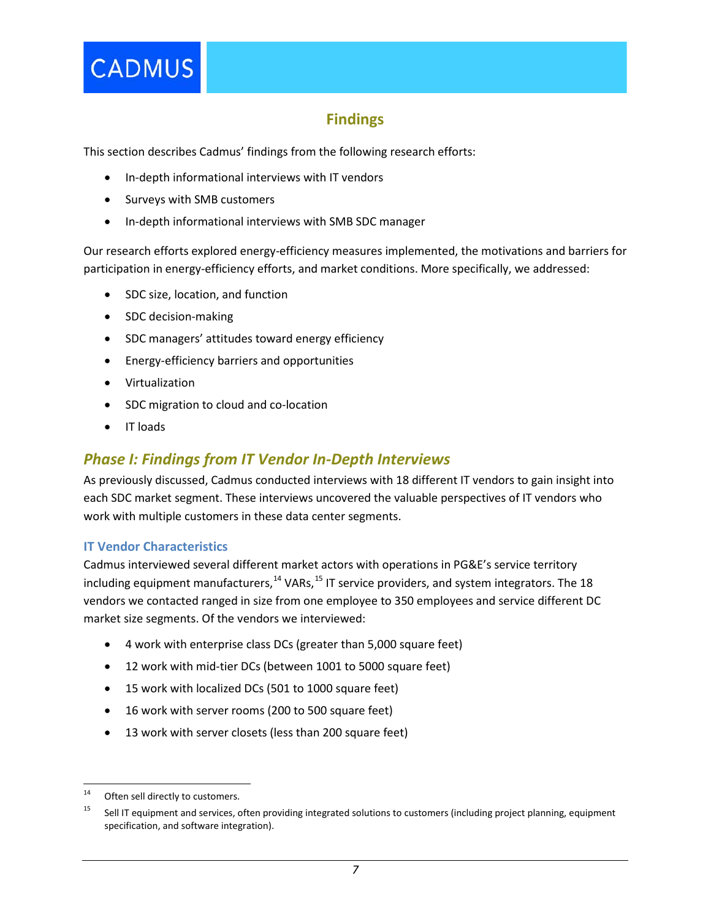## Findings

This section describes Cadmus' findings from the following research efforts:

- In-depth informational interviews with IT vendors
- Surveys with SMB customers
- In-depth informational interviews with SMB SDC manager

Our research efforts explored energy-efficiency measures implemented, the motivations and barriers for participation in energy-efficiency efforts, and market conditions. More specifically, we addressed:

- SDC size, location, and function
- SDC decision-making
- SDC managers' attitudes toward energy efficiency
- Energy-efficiency barriers and opportunities
- Virtualization
- SDC migration to cloud and co-location
- IT loads

## *Phase I: Findings from IT Vendor In-Depth Interviews*

As previously discussed, Cadmus conducted interviews with 18 different IT vendors to gain insight into each SDC market segment. These interviews uncovered the valuable perspectives of IT vendors who work with multiple customers in these data center segments.

### IT Vendor Characteristics

Cadmus interviewed several different market actors with operations in PG&E's service territory including equipment manufacturers,[14] VARs,[15] IT service providers, and system integrators. The 18 vendors we contacted ranged in size from one employee to 350 employees and service different DC market size segments. Of the vendors we interviewed:

- 4 work with enterprise class DCs (greater than 5,000 square feet)
- 12 work with mid-tier DCs (between 1001 to 5000 square feet)
- 15 work with localized DCs (501 to 1000 square feet)
- 16 work with server rooms (200 to 500 square feet)
- 13 work with server closets (less than 200 square feet)

---

[14] Often sell directly to customers.

[15] Sell IT equipment and services, often providing integrated solutions to customers (including project planning, equipment specification, and software integration).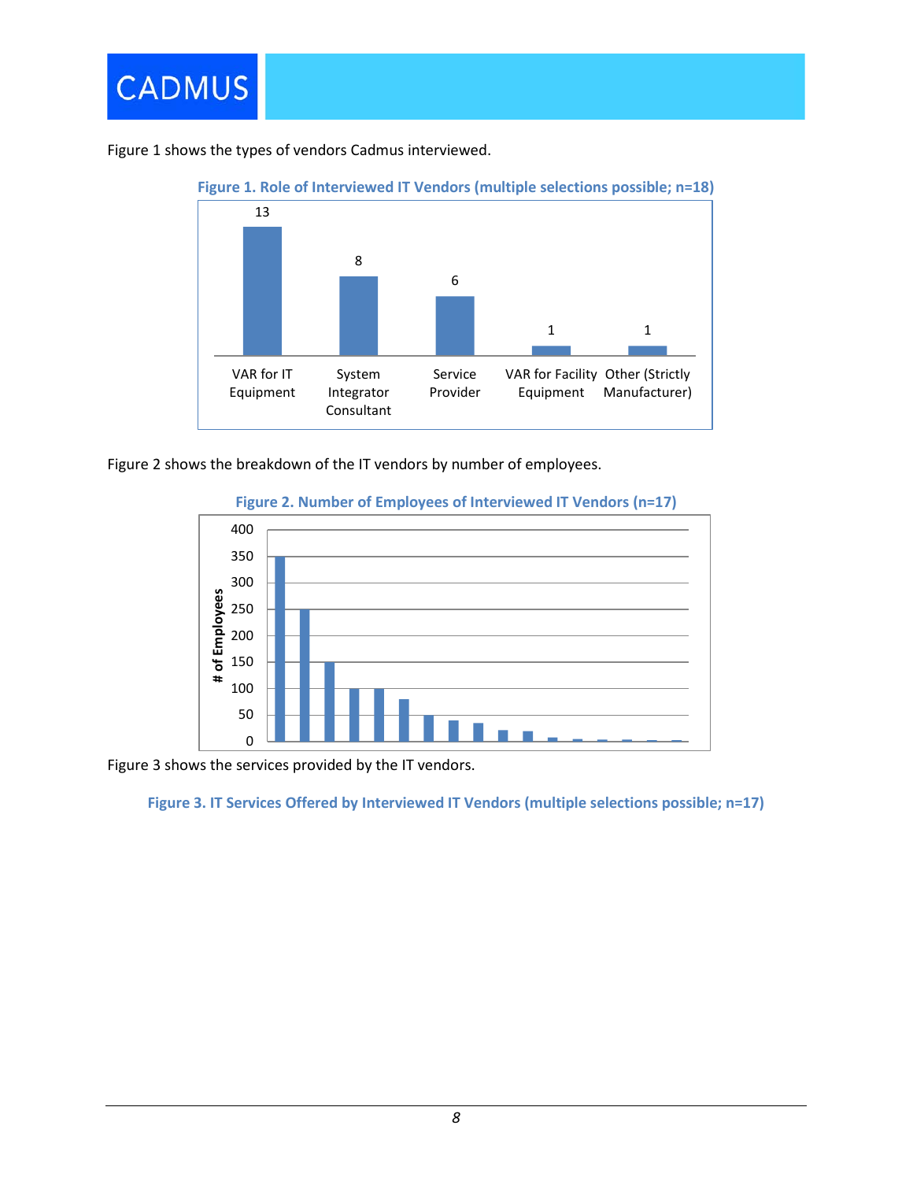Figure 1 shows the types of vendors Cadmus interviewed.

**Figure 1. Role of Interviewed IT Vendors (multiple selections possible; n=18)**

13
8
6
1
1

VAR for IT Equipment
System Integrator Consultant
Service Provider
VAR for Facility Equipment
Other (Strictly Manufacturer)

Figure 2 shows the breakdown of the IT vendors by number of employees.

**Figure 2. Number of Employees of Interviewed IT Vendors (n=17)**

# of Employees

400
350
300
250
200
150
100
50
0

Figure 3 shows the services provided by the IT vendors.

**Figure 3. IT Services Offered by Interviewed IT Vendors (multiple selections possible; n=17)**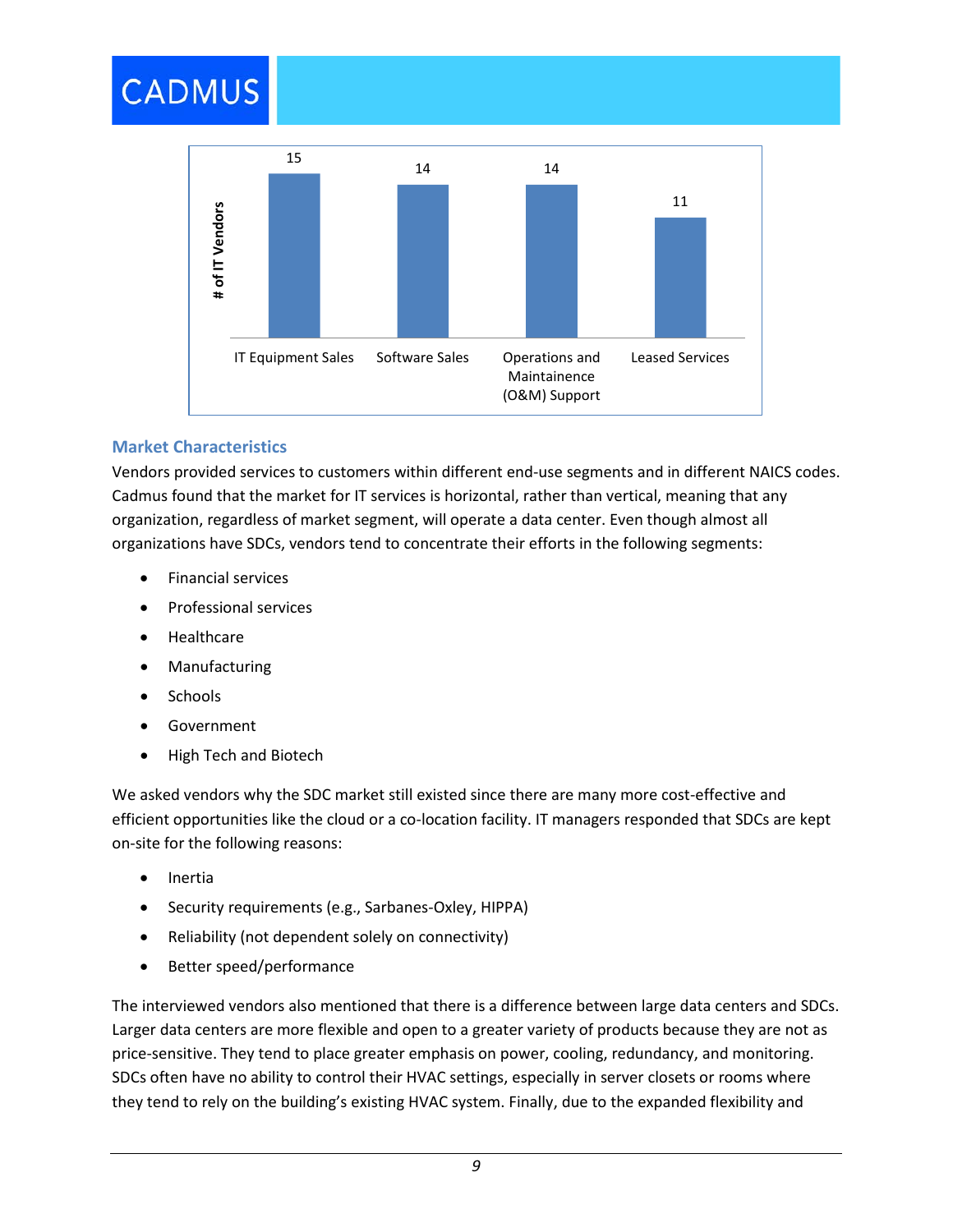15
14
14
11

# of IT Vendors

IT Equipment Sales
Software Sales
Operations and Maintainence (O&M) Support
Leased Services

### Market Characteristics

Vendors provided services to customers within different end-use segments and in different NAICS codes. Cadmus found that the market for IT services is horizontal, rather than vertical, meaning that any organization, regardless of market segment, will operate a data center. Even though almost all organizations have SDCs, vendors tend to concentrate their efforts in the following segments:

- Financial services
- Professional services
- Healthcare
- Manufacturing
- Schools
- Government
- High Tech and Biotech

We asked vendors why the SDC market still existed since there are many more cost-effective and efficient opportunities like the cloud or a co-location facility. IT managers responded that SDCs are kept on-site for the following reasons:

- Inertia
- Security requirements (e.g., Sarbanes-Oxley, HIPPA)
- Reliability (not dependent solely on connectivity)
- Better speed/performance

The interviewed vendors also mentioned that there is a difference between large data centers and SDCs. Larger data centers are more flexible and open to a greater variety of products because they are not as price-sensitive. They tend to place greater emphasis on power, cooling, redundancy, and monitoring. SDCs often have no ability to control their HVAC settings, especially in server closets or rooms where they tend to rely on the building's existing HVAC system. Finally, due to the expanded flexibility and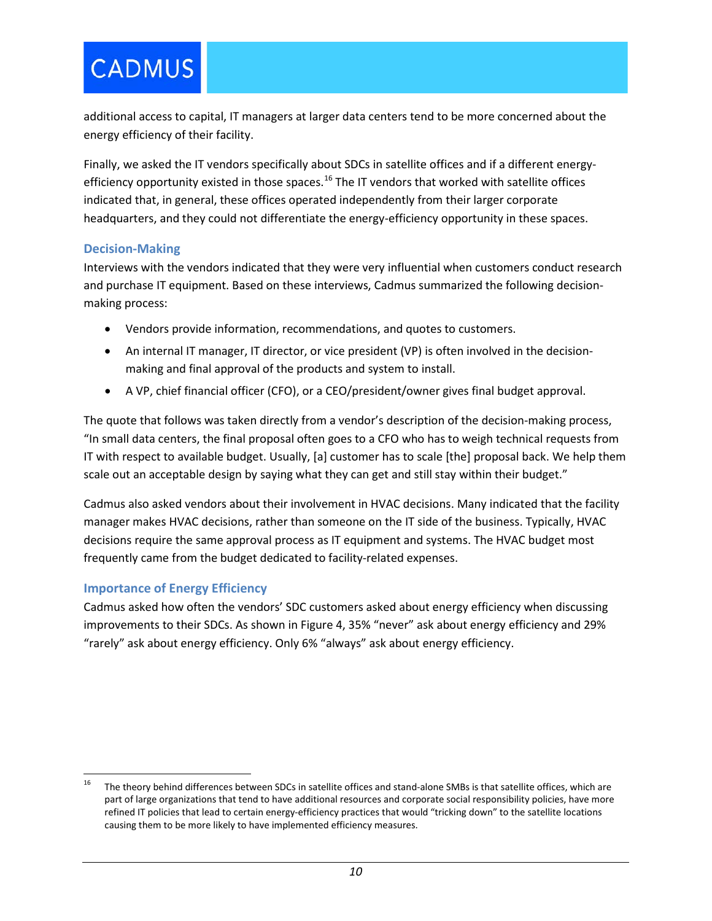additional access to capital, IT managers at larger data centers tend to be more concerned about the energy efficiency of their facility.

Finally, we asked the IT vendors specifically about SDCs in satellite offices and if a different energy-efficiency opportunity existed in those spaces.[16] The IT vendors that worked with satellite offices indicated that, in general, these offices operated independently from their larger corporate headquarters, and they could not differentiate the energy-efficiency opportunity in these spaces.

### Decision-Making

Interviews with the vendors indicated that they were very influential when customers conduct research and purchase IT equipment. Based on these interviews, Cadmus summarized the following decision-making process:

- Vendors provide information, recommendations, and quotes to customers.
- An internal IT manager, IT director, or vice president (VP) is often involved in the decision-making and final approval of the products and system to install.
- A VP, chief financial officer (CFO), or a CEO/president/owner gives final budget approval.

The quote that follows was taken directly from a vendor's description of the decision-making process, "In small data centers, the final proposal often goes to a CFO who has to weigh technical requests from IT with respect to available budget. Usually, [a] customer has to scale [the] proposal back. We help them scale out an acceptable design by saying what they can get and still stay within their budget."

Cadmus also asked vendors about their involvement in HVAC decisions. Many indicated that the facility manager makes HVAC decisions, rather than someone on the IT side of the business. Typically, HVAC decisions require the same approval process as IT equipment and systems. The HVAC budget most frequently came from the budget dedicated to facility-related expenses.

### Importance of Energy Efficiency

Cadmus asked how often the vendors' SDC customers asked about energy efficiency when discussing improvements to their SDCs. As shown in Figure 4, 35% "never" ask about energy efficiency and 29% "rarely" ask about energy efficiency. Only 6% "always" ask about energy efficiency.

---

[16] The theory behind differences between SDCs in satellite offices and stand-alone SMBs is that satellite offices, which are part of large organizations that tend to have additional resources and corporate social responsibility policies, have more refined IT policies that lead to certain energy-efficiency practices that would "tricking down" to the satellite locations causing them to be more likely to have implemented efficiency measures.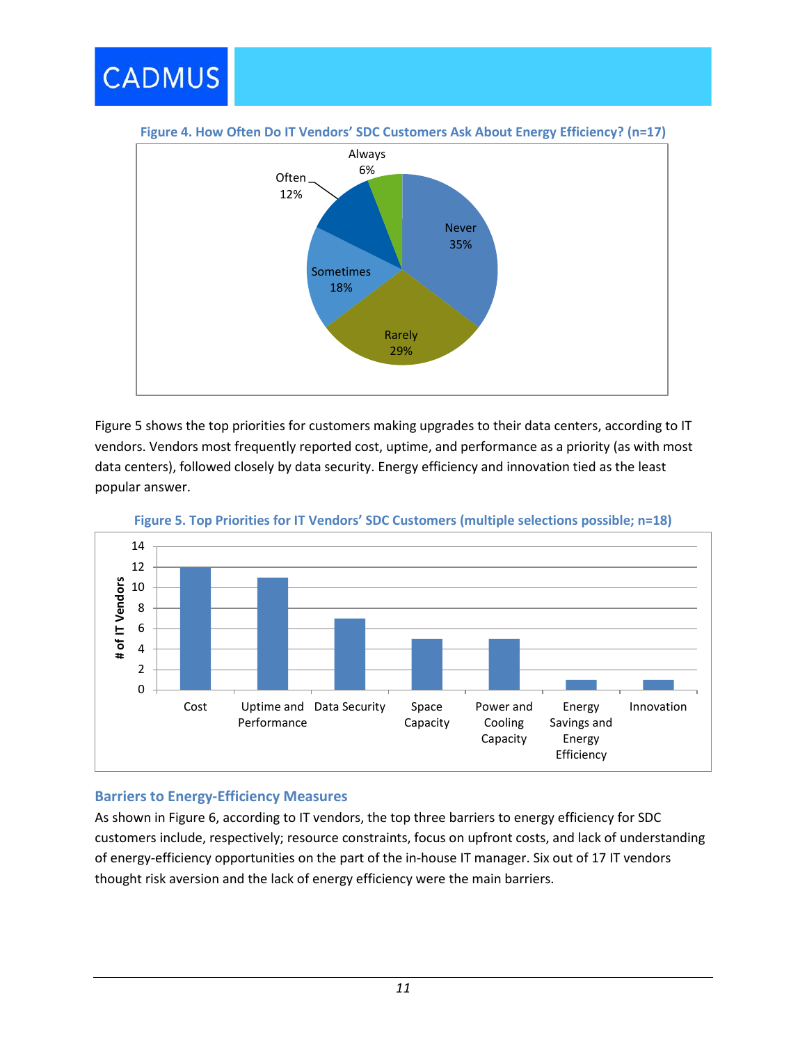**Figure 4. How Often Do IT Vendors' SDC Customers Ask About Energy Efficiency? (n=17)**

Always
6%

Often
12%

Never
35%

Sometimes
18%

Rarely
29%

Figure 5 shows the top priorities for customers making upgrades to their data centers, according to IT vendors. Vendors most frequently reported cost, uptime, and performance as a priority (as with most data centers), followed closely by data security. Energy efficiency and innovation tied as the least popular answer.

**Figure 5. Top Priorities for IT Vendors' SDC Customers (multiple selections possible; n=18)**

# of IT Vendors

14
12
10
8
6
4
2
0

Cost
Uptime and Performance
Data Security
Space Capacity
Power and Cooling Capacity
Energy Savings and Energy Efficiency
Innovation

## Barriers to Energy-Efficiency Measures

As shown in Figure 6, according to IT vendors, the top three barriers to energy efficiency for SDC customers include, respectively; resource constraints, focus on upfront costs, and lack of understanding of energy-efficiency opportunities on the part of the in-house IT manager. Six out of 17 IT vendors thought risk aversion and the lack of energy efficiency were the main barriers.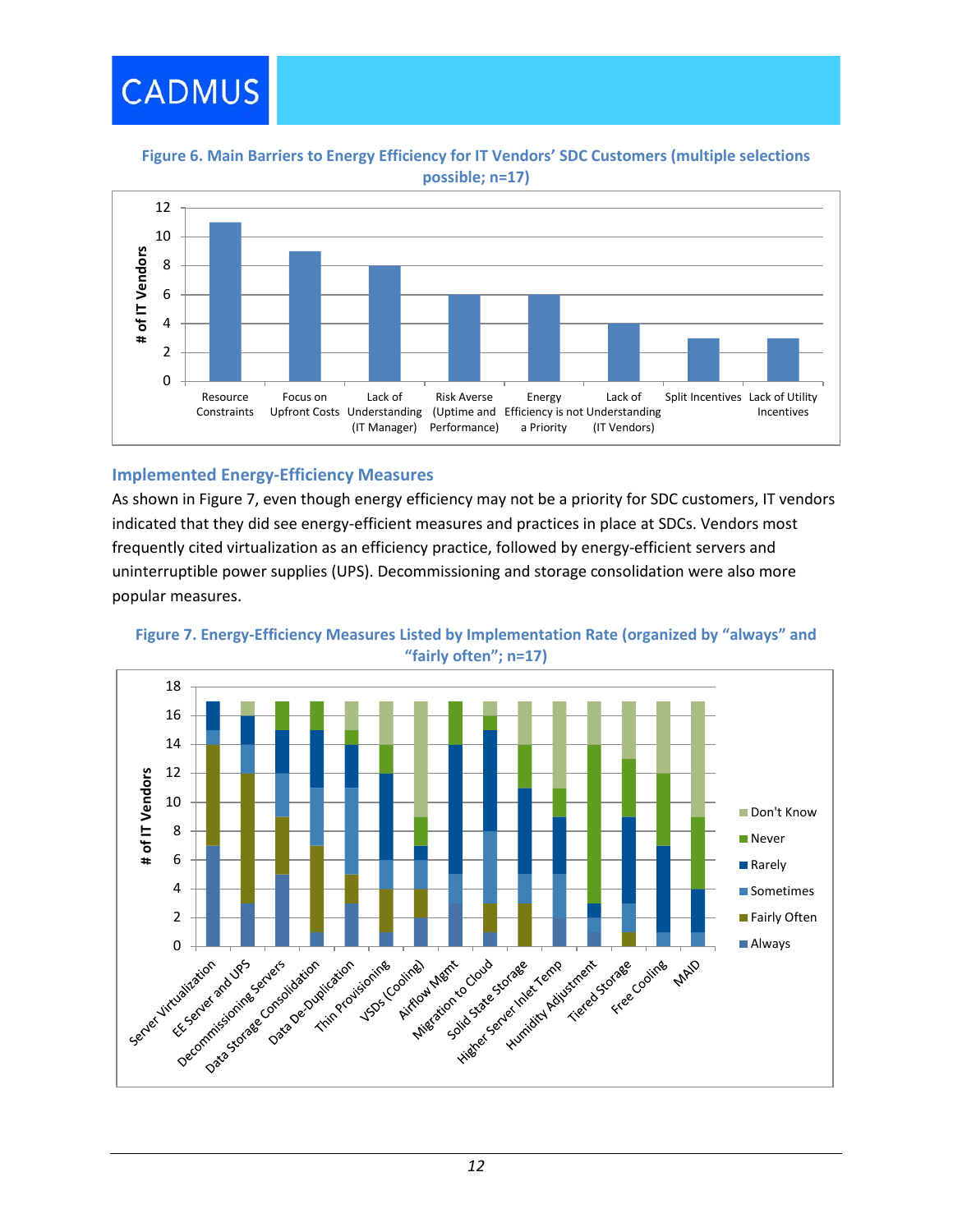Figure 6. Main Barriers to Energy Efficiency for IT Vendors' SDC Customers (multiple selections possible; n=17)

# of IT Vendors

12
10
8
6
4
2
0

Resource Constraints
Focus on Upfront Costs
Lack of Understanding (IT Manager)
Risk Averse (Uptime and Performance)
Energy Efficiency is not a Priority
Lack of Understanding (IT Vendors)
Split Incentives
Lack of Utility Incentives

## Implemented Energy-Efficiency Measures

As shown in Figure 7, even though energy efficiency may not be a priority for SDC customers, IT vendors indicated that they did see energy-efficient measures and practices in place at SDCs. Vendors most frequently cited virtualization as an efficiency practice, followed by energy-efficient servers and uninterruptible power supplies (UPS). Decommissioning and storage consolidation were also more popular measures.

Figure 7. Energy-Efficiency Measures Listed by Implementation Rate (organized by "always" and "fairly often"; n=17)

# of IT Vendors

18
16
14
12
10
8
6
4
2
0

Server Virtualization
EE Server and UPS
Decommissioning Servers
Data Storage Consolidation
Data De-Duplication
Thin Provisioning
VSDs (Cooling)
Airflow Mgmt
Migration to Cloud
Solid State Storage
Higher Server Inlet Temp
Humidity Adjustment
Tiered Storage
Free Cooling
MAID

Don't Know
Never
Rarely
Sometimes
Fairly Often
Always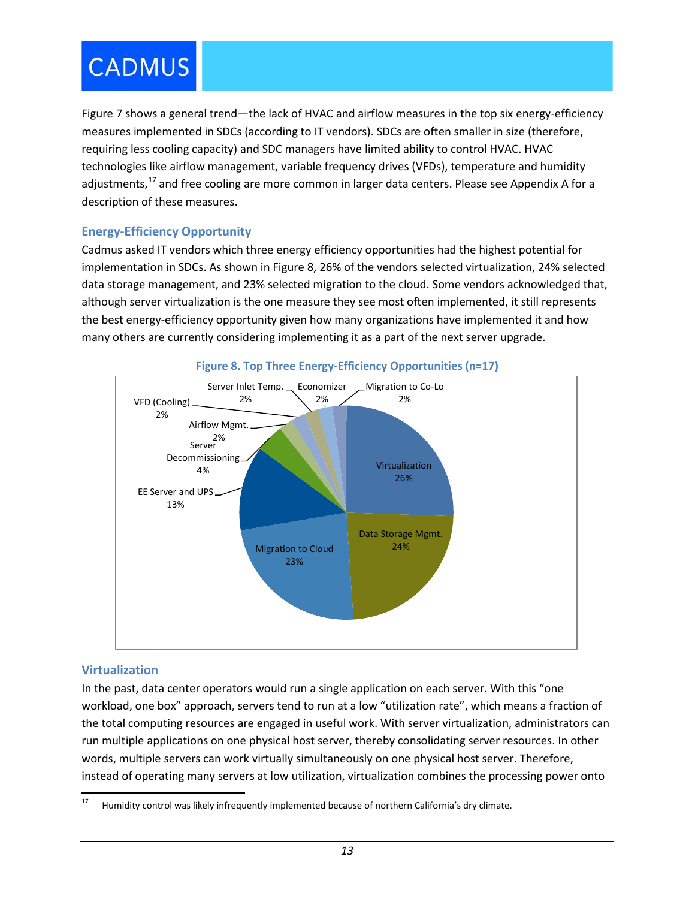Figure 7 shows a general trend—the lack of HVAC and airflow measures in the top six energy-efficiency measures implemented in SDCs (according to IT vendors). SDCs are often smaller in size (therefore, requiring less cooling capacity) and SDC managers have limited ability to control HVAC. HVAC technologies like airflow management, variable frequency drives (VFDs), temperature and humidity adjustments,[17] and free cooling are more common in larger data centers. Please see Appendix A for a description of these measures.

### Energy-Efficiency Opportunity

Cadmus asked IT vendors which three energy efficiency opportunities had the highest potential for implementation in SDCs. As shown in Figure 8, 26% of the vendors selected virtualization, 24% selected data storage management, and 23% selected migration to the cloud. Some vendors acknowledged that, although server virtualization is the one measure they see most often implemented, it still represents the best energy-efficiency opportunity given how many organizations have implemented it and how many others are currently considering implementing it as a part of the next server upgrade.

**Figure 8. Top Three Energy-Efficiency Opportunities (n=17)**

Server Inlet Temp. 2%
Economizer 2%
Migration to Co-Lo 2%
VFD (Cooling) 2%
Airflow Mgmt. 2%
Server Decommissioning 4%
EE Server and UPS 13%
Virtualization 26%
Data Storage Mgmt. 24%
Migration to Cloud 23%

### Virtualization

In the past, data center operators would run a single application on each server. With this "one workload, one box" approach, servers tend to run at a low "utilization rate", which means a fraction of the total computing resources are engaged in useful work. With server virtualization, administrators can run multiple applications on one physical host server, thereby consolidating server resources. In other words, multiple servers can work virtually simultaneously on one physical host server. Therefore, instead of operating many servers at low utilization, virtualization combines the processing power onto

[17] Humidity control was likely infrequently implemented because of northern California's dry climate.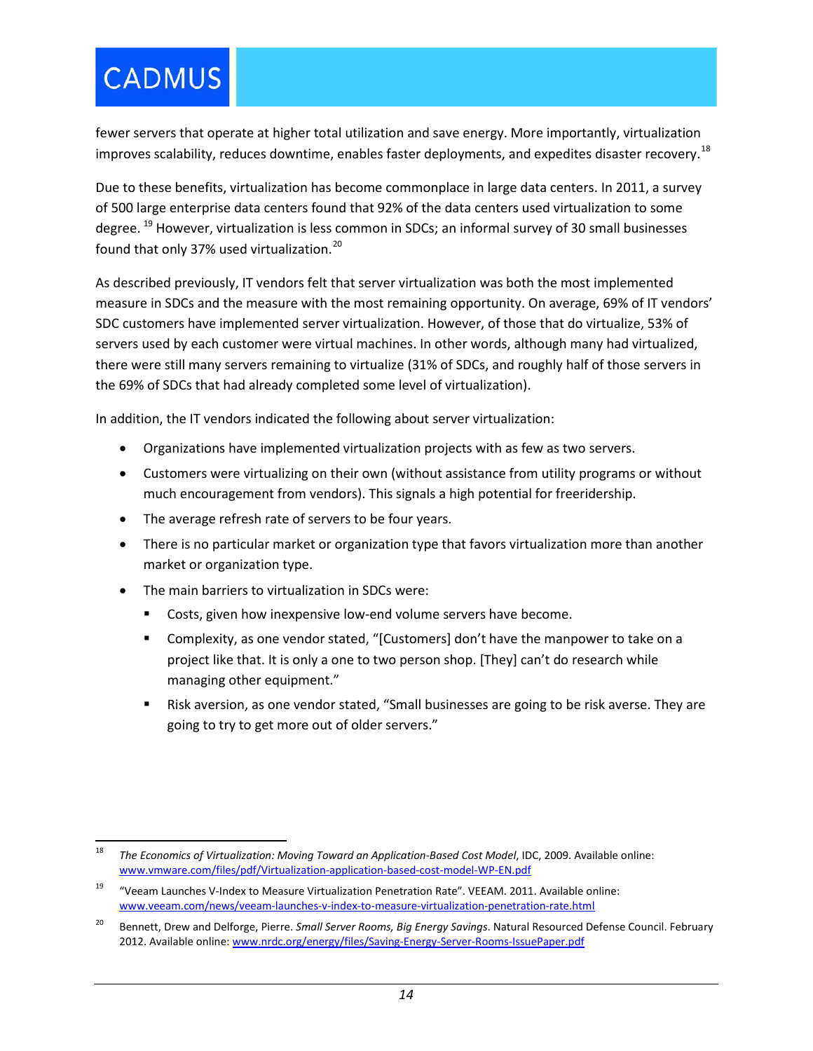fewer servers that operate at higher total utilization and save energy. More importantly, virtualization improves scalability, reduces downtime, enables faster deployments, and expedites disaster recovery.[18]

Due to these benefits, virtualization has become commonplace in large data centers. In 2011, a survey of 500 large enterprise data centers found that 92% of the data centers used virtualization to some degree.[19] However, virtualization is less common in SDCs; an informal survey of 30 small businesses found that only 37% used virtualization.[20]

As described previously, IT vendors felt that server virtualization was both the most implemented measure in SDCs and the measure with the most remaining opportunity. On average, 69% of IT vendors' SDC customers have implemented server virtualization. However, of those that do virtualize, 53% of servers used by each customer were virtual machines. In other words, although many had virtualized, there were still many servers remaining to virtualize (31% of SDCs, and roughly half of those servers in the 69% of SDCs that had already completed some level of virtualization).

In addition, the IT vendors indicated the following about server virtualization:

- Organizations have implemented virtualization projects with as few as two servers.
- Customers were virtualizing on their own (without assistance from utility programs or without much encouragement from vendors). This signals a high potential for freeridership.
- The average refresh rate of servers to be four years.
- There is no particular market or organization type that favors virtualization more than another market or organization type.
- The main barriers to virtualization in SDCs were:
  - Costs, given how inexpensive low-end volume servers have become.
  - Complexity, as one vendor stated, "[Customers] don't have the manpower to take on a project like that. It is only a one to two person shop. [They] can't do research while managing other equipment."
  - Risk aversion, as one vendor stated, "Small businesses are going to be risk averse. They are going to try to get more out of older servers."

---

[18] *The Economics of Virtualization: Moving Toward an Application-Based Cost Model*, IDC, 2009. Available online: www.vmware.com/files/pdf/Virtualization-application-based-cost-model-WP-EN.pdf

[19] "Veeam Launches V-Index to Measure Virtualization Penetration Rate". VEEAM. 2011. Available online: www.veeam.com/news/veeam-launches-v-index-to-measure-virtualization-penetration-rate.html

[20] Bennett, Drew and Delforge, Pierre. *Small Server Rooms, Big Energy Savings*. Natural Resourced Defense Council. February 2012. Available online: www.nrdc.org/energy/files/Saving-Energy-Server-Rooms-IssuePaper.pdf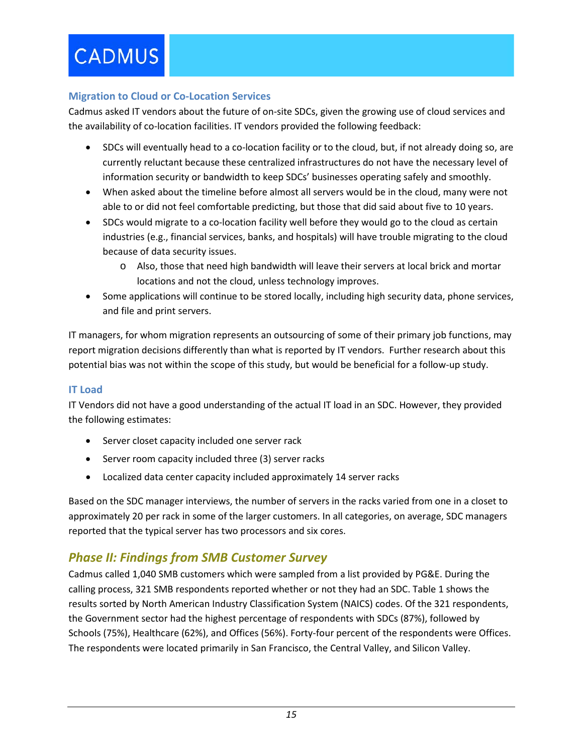### Migration to Cloud or Co-Location Services

Cadmus asked IT vendors about the future of on-site SDCs, given the growing use of cloud services and the availability of co-location facilities. IT vendors provided the following feedback:

- SDCs will eventually head to a co-location facility or to the cloud, but, if not already doing so, are currently reluctant because these centralized infrastructures do not have the necessary level of information security or bandwidth to keep SDCs' businesses operating safely and smoothly.
- When asked about the timeline before almost all servers would be in the cloud, many were not able to or did not feel comfortable predicting, but those that did said about five to 10 years.
- SDCs would migrate to a co-location facility well before they would go to the cloud as certain industries (e.g., financial services, banks, and hospitals) will have trouble migrating to the cloud because of data security issues.
  - Also, those that need high bandwidth will leave their servers at local brick and mortar locations and not the cloud, unless technology improves.
- Some applications will continue to be stored locally, including high security data, phone services, and file and print servers.

IT managers, for whom migration represents an outsourcing of some of their primary job functions, may report migration decisions differently than what is reported by IT vendors. Further research about this potential bias was not within the scope of this study, but would be beneficial for a follow-up study.

### IT Load

IT Vendors did not have a good understanding of the actual IT load in an SDC. However, they provided the following estimates:

- Server closet capacity included one server rack
- Server room capacity included three (3) server racks
- Localized data center capacity included approximately 14 server racks

Based on the SDC manager interviews, the number of servers in the racks varied from one in a closet to approximately 20 per rack in some of the larger customers. In all categories, on average, SDC managers reported that the typical server has two processors and six cores.

## *Phase II: Findings from SMB Customer Survey*

Cadmus called 1,040 SMB customers which were sampled from a list provided by PG&E. During the calling process, 321 SMB respondents reported whether or not they had an SDC. Table 1 shows the results sorted by North American Industry Classification System (NAICS) codes. Of the 321 respondents, the Government sector had the highest percentage of respondents with SDCs (87%), followed by Schools (75%), Healthcare (62%), and Offices (56%). Forty-four percent of the respondents were Offices. The respondents were located primarily in San Francisco, the Central Valley, and Silicon Valley.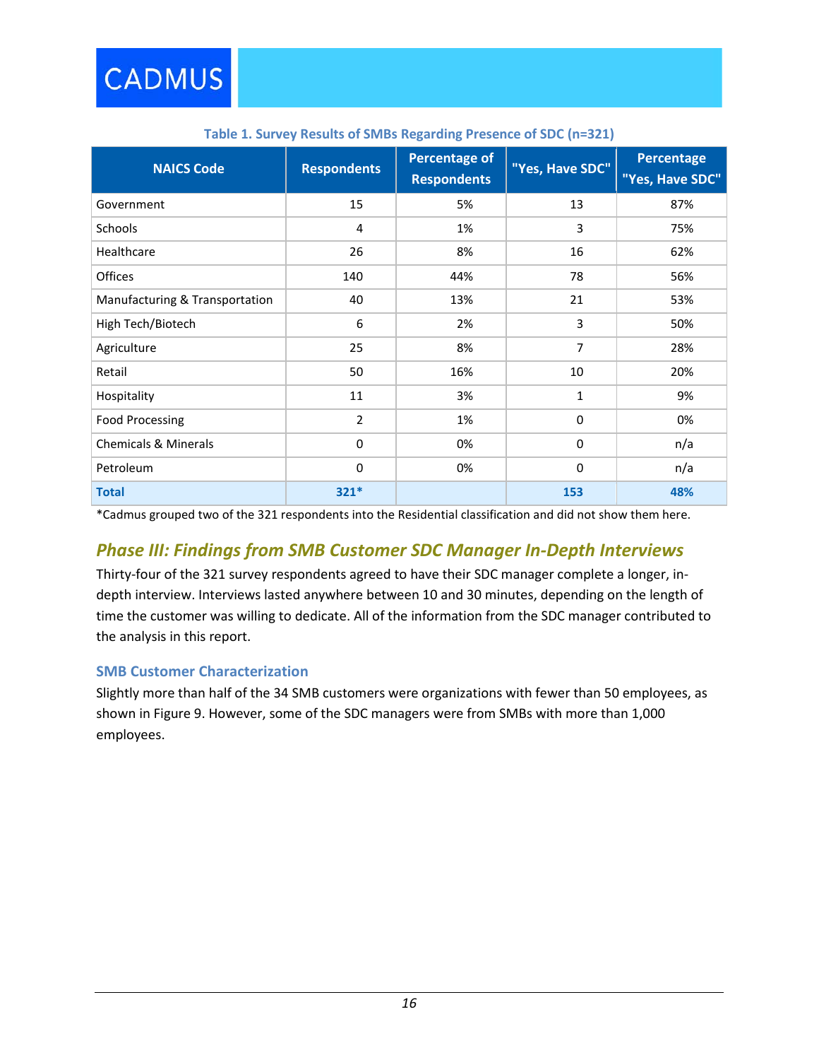**Table 1. Survey Results of SMBs Regarding Presence of SDC (n=321)**

| NAICS Code | Respondents | Percentage of Respondents | "Yes, Have SDC" | Percentage "Yes, Have SDC" |
|---|---|---|---|---|
| Government | 15 | 5% | 13 | 87% |
| Schools | 4 | 1% | 3 | 75% |
| Healthcare | 26 | 8% | 16 | 62% |
| Offices | 140 | 44% | 78 | 56% |
| Manufacturing & Transportation | 40 | 13% | 21 | 53% |
| High Tech/Biotech | 6 | 2% | 3 | 50% |
| Agriculture | 25 | 8% | 7 | 28% |
| Retail | 50 | 16% | 10 | 20% |
| Hospitality | 11 | 3% | 1 | 9% |
| Food Processing | 2 | 1% | 0 | 0% |
| Chemicals & Minerals | 0 | 0% | 0 | n/a |
| Petroleum | 0 | 0% | 0 | n/a |
| **Total** | **321*** | | **153** | **48%** |

*Cadmus grouped two of the 321 respondents into the Residential classification and did not show them here.

## *Phase III: Findings from SMB Customer SDC Manager In-Depth Interviews*

Thirty-four of the 321 survey respondents agreed to have their SDC manager complete a longer, in-depth interview. Interviews lasted anywhere between 10 and 30 minutes, depending on the length of time the customer was willing to dedicate. All of the information from the SDC manager contributed to the analysis in this report.

### SMB Customer Characterization

Slightly more than half of the 34 SMB customers were organizations with fewer than 50 employees, as shown in Figure 9. However, some of the SDC managers were from SMBs with more than 1,000 employees.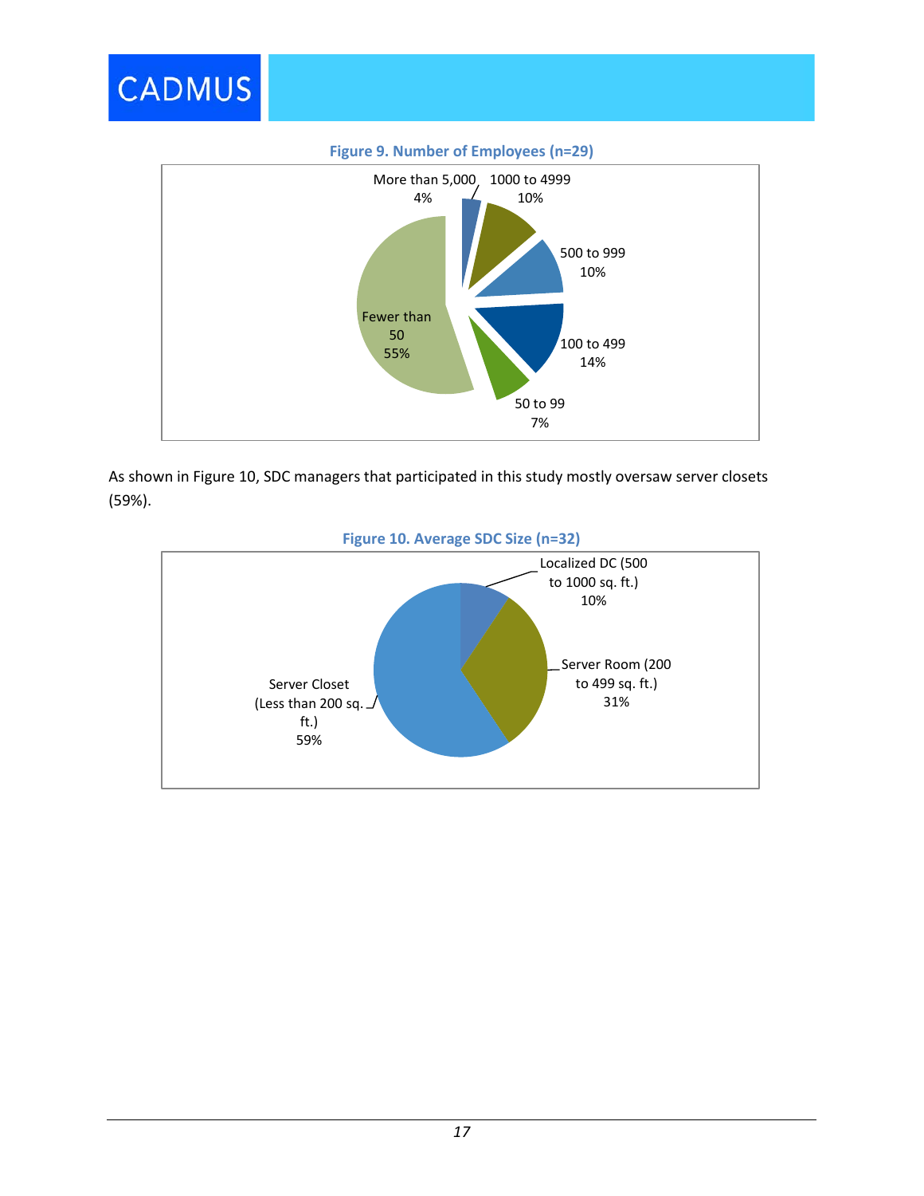**Figure 9. Number of Employees (n=29)**

More than 5,000
4%

1000 to 4999
10%

500 to 999
10%

100 to 499
14%

50 to 99
7%

Fewer than
50
55%

As shown in Figure 10, SDC managers that participated in this study mostly oversaw server closets (59%).

**Figure 10. Average SDC Size (n=32)**

Localized DC (500
to 1000 sq. ft.)
10%

Server Room (200
to 499 sq. ft.)
31%

Server Closet
(Less than 200 sq.
ft.)
59%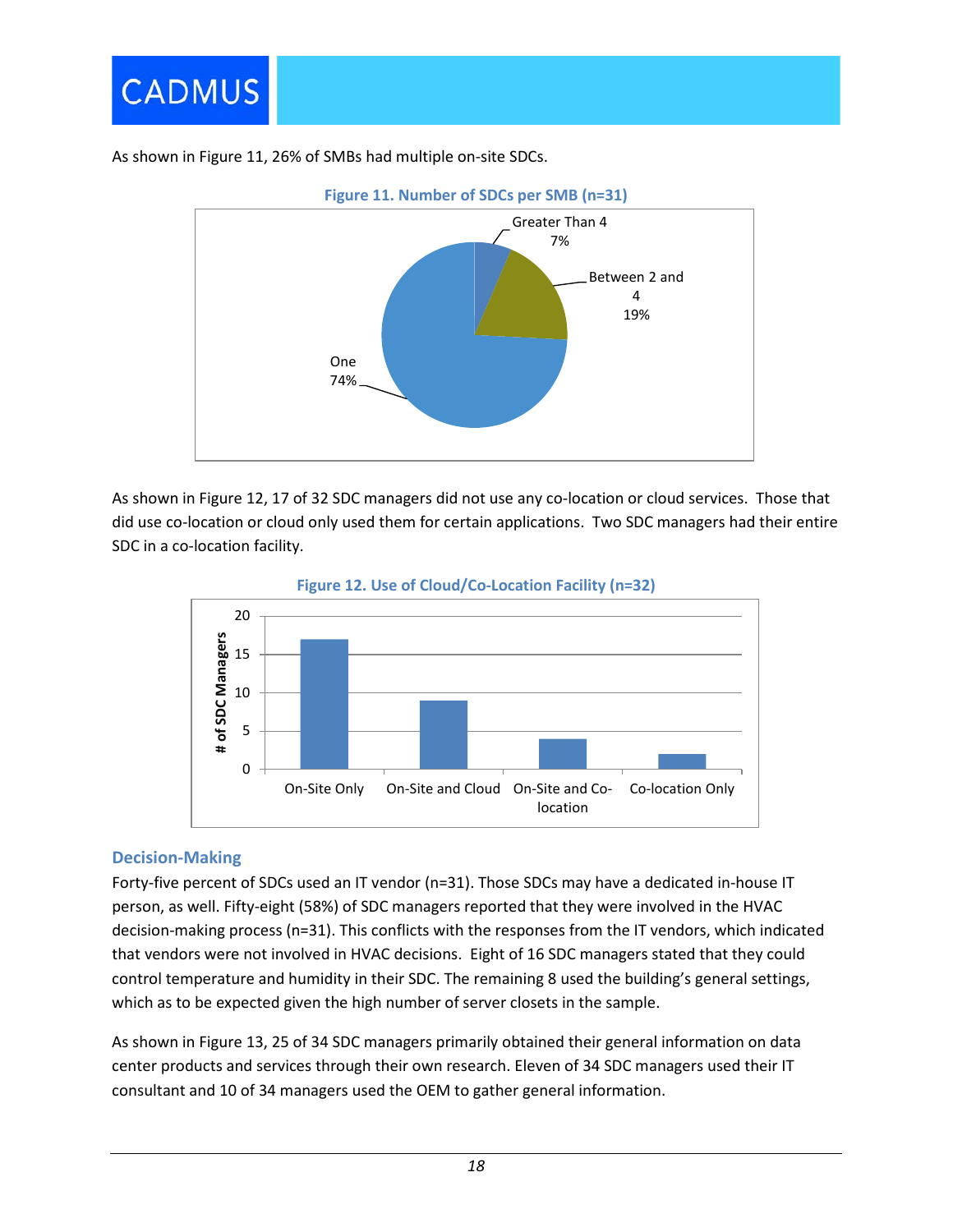As shown in Figure 11, 26% of SMBs had multiple on-site SDCs.

**Figure 11. Number of SDCs per SMB (n=31)**

Greater Than 4
7%

Between 2 and 4
19%

One
74%

As shown in Figure 12, 17 of 32 SDC managers did not use any co-location or cloud services. Those that did use co-location or cloud only used them for certain applications. Two SDC managers had their entire SDC in a co-location facility.

**Figure 12. Use of Cloud/Co-Location Facility (n=32)**

\# of SDC Managers

20
15
10
5
0

On-Site Only
On-Site and Cloud
On-Site and Co-location
Co-location Only

## Decision-Making

Forty-five percent of SDCs used an IT vendor (n=31). Those SDCs may have a dedicated in-house IT person, as well. Fifty-eight (58%) of SDC managers reported that they were involved in the HVAC decision-making process (n=31). This conflicts with the responses from the IT vendors, which indicated that vendors were not involved in HVAC decisions. Eight of 16 SDC managers stated that they could control temperature and humidity in their SDC. The remaining 8 used the building's general settings, which as to be expected given the high number of server closets in the sample.

As shown in Figure 13, 25 of 34 SDC managers primarily obtained their general information on data center products and services through their own research. Eleven of 34 SDC managers used their IT consultant and 10 of 34 managers used the OEM to gather general information.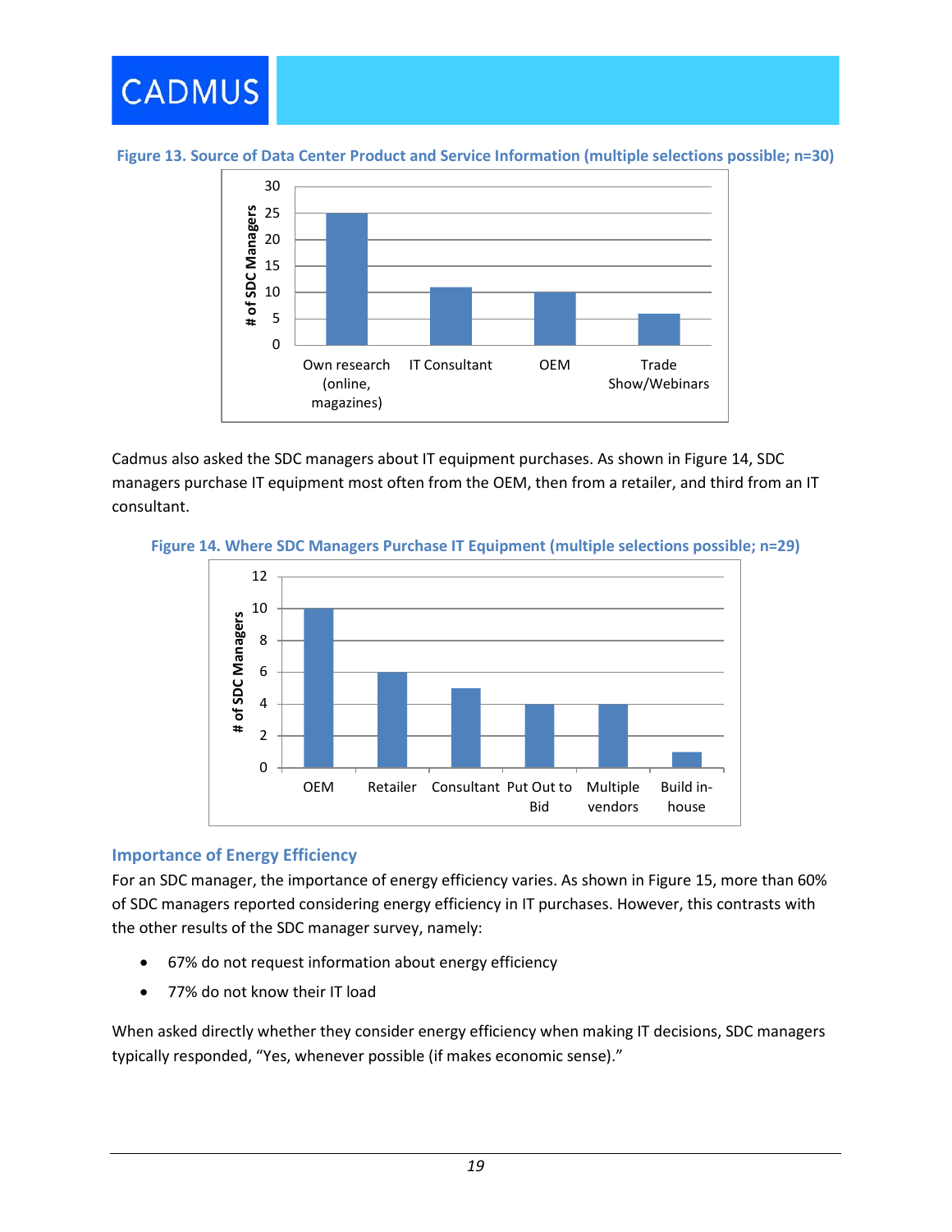Figure 13. Source of Data Center Product and Service Information (multiple selections possible; n=30)

# of SDC Managers

30
25
20
15
10
5
0

Own research (online, magazines)
IT Consultant
OEM
Trade Show/Webinars

Cadmus also asked the SDC managers about IT equipment purchases. As shown in Figure 14, SDC managers purchase IT equipment most often from the OEM, then from a retailer, and third from an IT consultant.

Figure 14. Where SDC Managers Purchase IT Equipment (multiple selections possible; n=29)

# of SDC Managers

12
10
8
6
4
2
0

OEM
Retailer
Consultant
Put Out to Bid
Multiple vendors
Build in-house

## Importance of Energy Efficiency

For an SDC manager, the importance of energy efficiency varies. As shown in Figure 15, more than 60% of SDC managers reported considering energy efficiency in IT purchases. However, this contrasts with the other results of the SDC manager survey, namely:

- 67% do not request information about energy efficiency
- 77% do not know their IT load

When asked directly whether they consider energy efficiency when making IT decisions, SDC managers typically responded, "Yes, whenever possible (if makes economic sense)."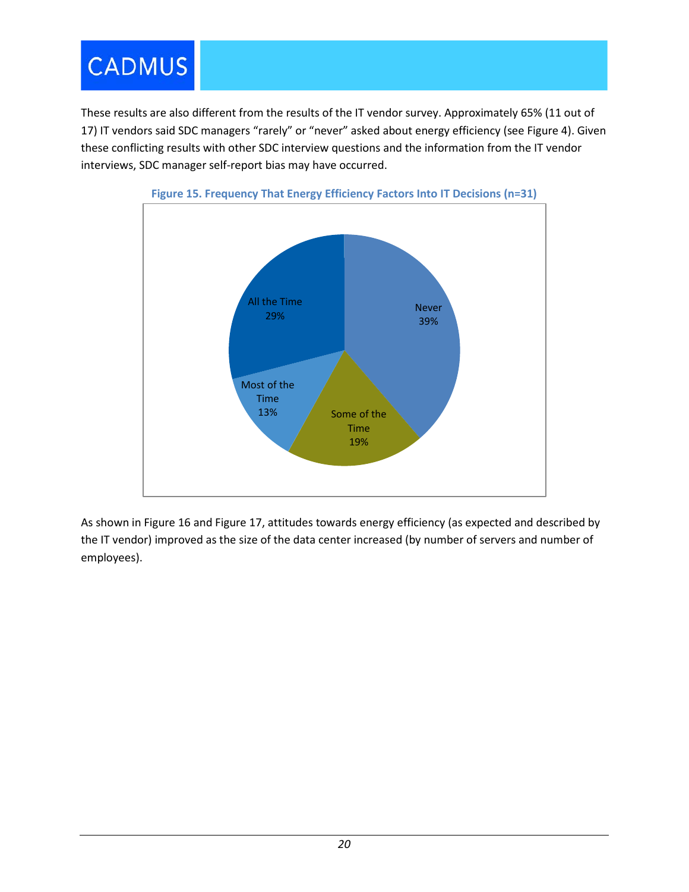These results are also different from the results of the IT vendor survey. Approximately 65% (11 out of 17) IT vendors said SDC managers "rarely" or "never" asked about energy efficiency (see Figure 4). Given these conflicting results with other SDC interview questions and the information from the IT vendor interviews, SDC manager self-report bias may have occurred.

**Figure 15. Frequency That Energy Efficiency Factors Into IT Decisions (n=31)**

All the Time
29%

Never
39%

Most of the Time
13%

Some of the Time
19%

As shown in Figure 16 and Figure 17, attitudes towards energy efficiency (as expected and described by the IT vendor) improved as the size of the data center increased (by number of servers and number of employees).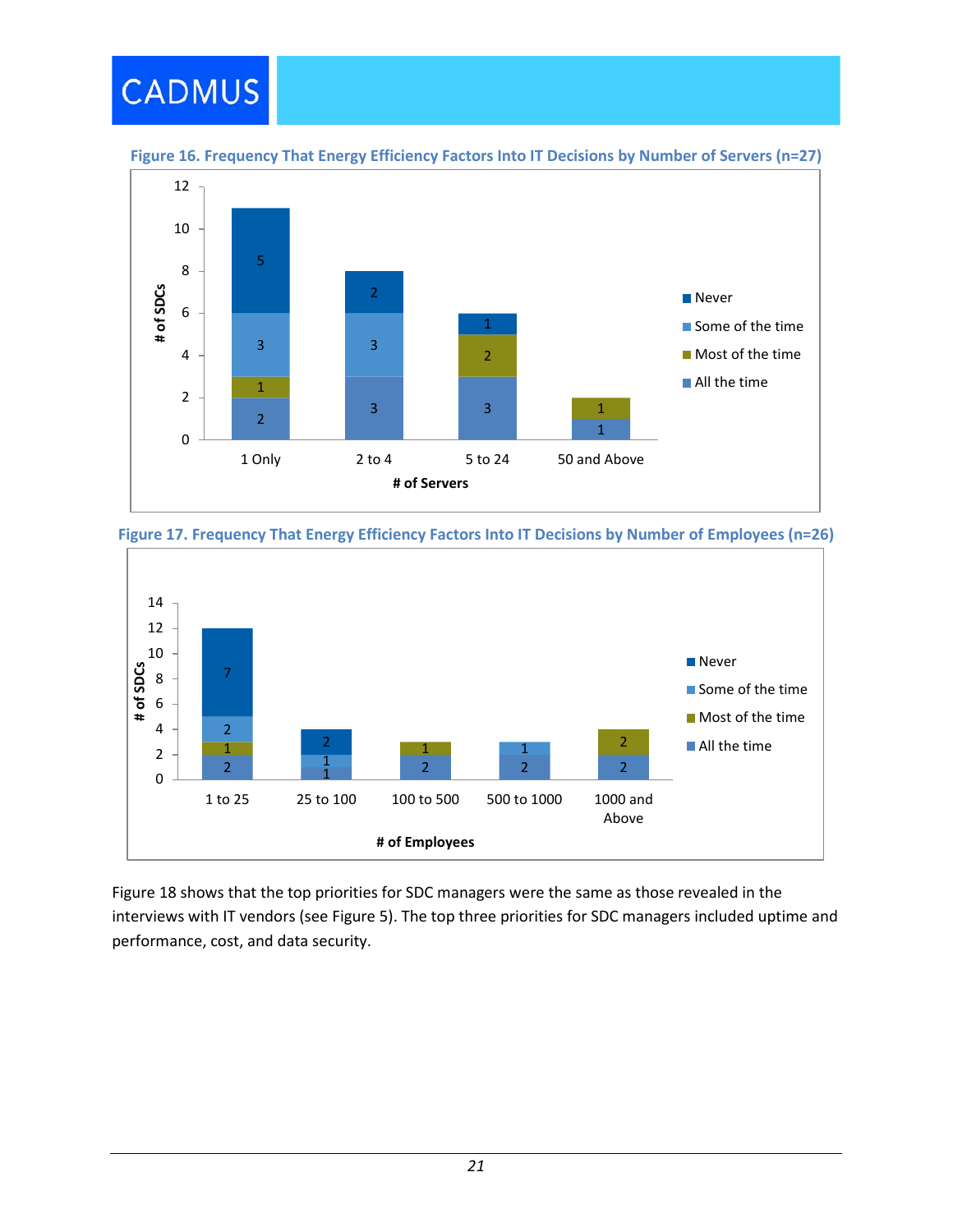Figure 16. Frequency That Energy Efficiency Factors Into IT Decisions by Number of Servers (n=27)

12
10
8
6
4
2
0

# of SDCs

5
3
1
2
2
3
3
1
2
3
1
1

1 Only
2 to 4
5 to 24
50 and Above

# of Servers

Never
Some of the time
Most of the time
All the time

Figure 17. Frequency That Energy Efficiency Factors Into IT Decisions by Number of Employees (n=26)

14
12
10
8
6
4
2
0

# of SDCs

7
2
1
2
2
1
1
1
2
1
2
2
2

1 to 25
25 to 100
100 to 500
500 to 1000
1000 and Above

# of Employees

Never
Some of the time
Most of the time
All the time

Figure 18 shows that the top priorities for SDC managers were the same as those revealed in the interviews with IT vendors (see Figure 5). The top three priorities for SDC managers included uptime and performance, cost, and data security.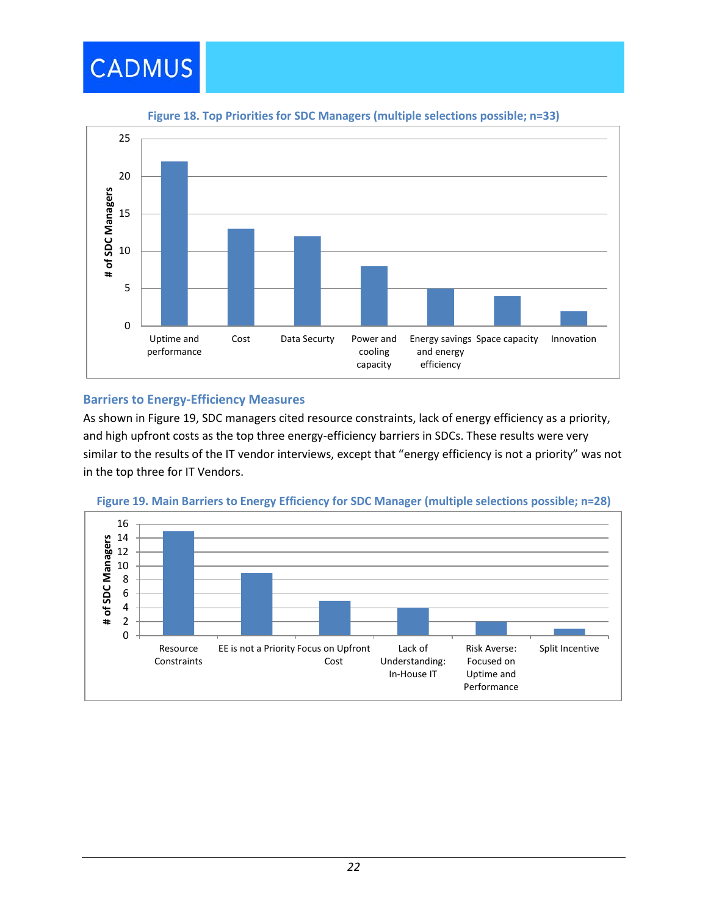Figure 18. Top Priorities for SDC Managers (multiple selections possible; n=33)

# of SDC Managers

25
20
15
10
5
0

Uptime and performance
Cost
Data Securty
Power and cooling capacity
Energy savings and energy efficiency
Space capacity
Innovation

### Barriers to Energy-Efficiency Measures

As shown in Figure 19, SDC managers cited resource constraints, lack of energy efficiency as a priority, and high upfront costs as the top three energy-efficiency barriers in SDCs. These results were very similar to the results of the IT vendor interviews, except that "energy efficiency is not a priority" was not in the top three for IT Vendors.

Figure 19. Main Barriers to Energy Efficiency for SDC Manager (multiple selections possible; n=28)

# of SDC Managers

16
14
12
10
8
6
4
2
0

Resource Constraints
EE is not a Priority
Focus on Upfront Cost
Lack of Understanding: In-House IT
Risk Averse: Focused on Uptime and Performance
Split Incentive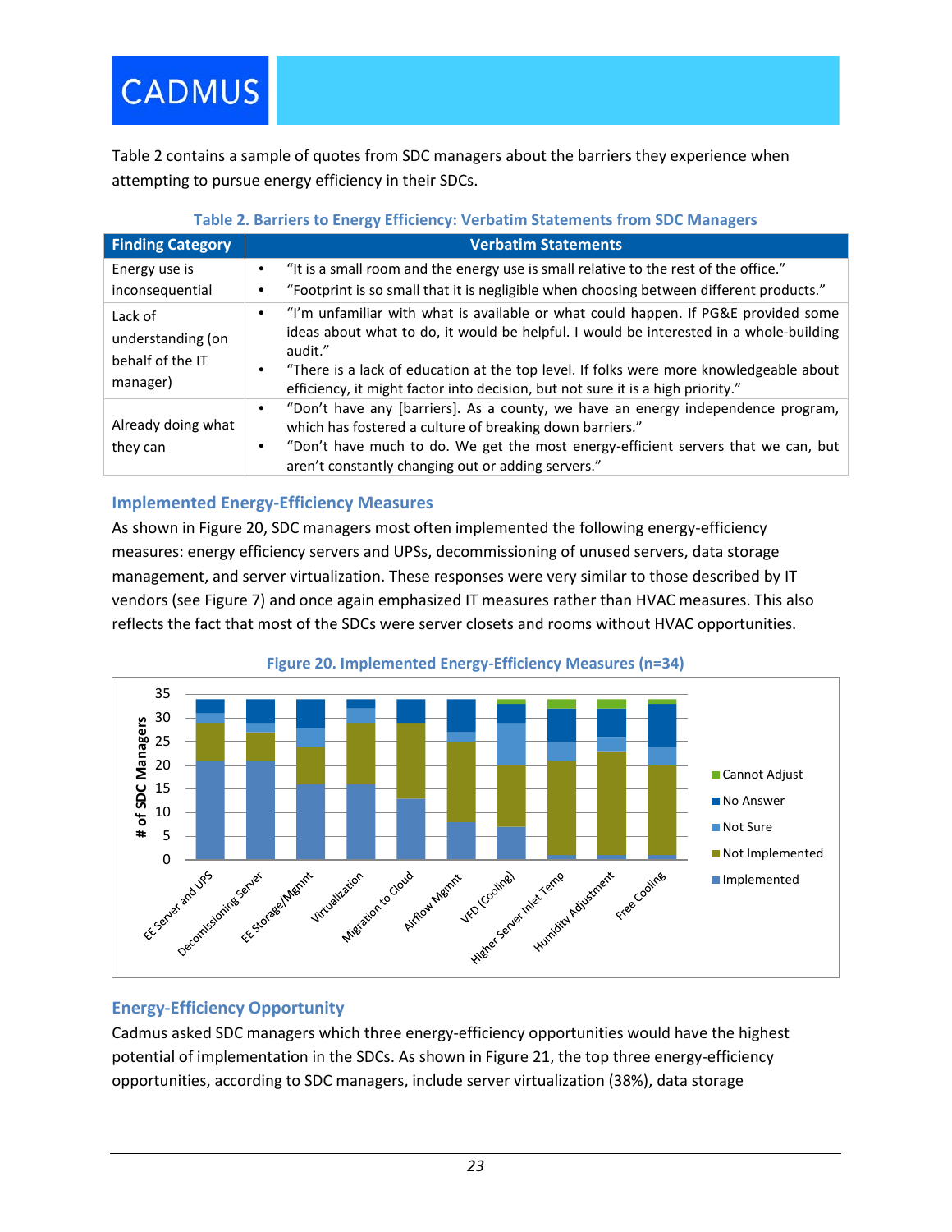Table 2 contains a sample of quotes from SDC managers about the barriers they experience when attempting to pursue energy efficiency in their SDCs.

**Table 2. Barriers to Energy Efficiency: Verbatim Statements from SDC Managers**

| Finding Category | Verbatim Statements |
|---|---|
| Energy use is inconsequential | • "It is a small room and the energy use is small relative to the rest of the office." • "Footprint is so small that it is negligible when choosing between different products." |
| Lack of understanding (on behalf of the IT manager) | • "I'm unfamiliar with what is available or what could happen. If PG&E provided some ideas about what to do, it would be helpful. I would be interested in a whole-building audit." • "There is a lack of education at the top level. If folks were more knowledgeable about efficiency, it might factor into decision, but not sure it is a high priority." |
| Already doing what they can | • "Don't have any [barriers]. As a county, we have an energy independence program, which has fostered a culture of breaking down barriers." • "Don't have much to do. We get the most energy-efficient servers that we can, but aren't constantly changing out or adding servers." |

## Implemented Energy-Efficiency Measures

As shown in Figure 20, SDC managers most often implemented the following energy-efficiency measures: energy efficiency servers and UPSs, decommissioning of unused servers, data storage management, and server virtualization. These responses were very similar to those described by IT vendors (see Figure 7) and once again emphasized IT measures rather than HVAC measures. This also reflects the fact that most of the SDCs were server closets and rooms without HVAC opportunities.

**Figure 20. Implemented Energy-Efficiency Measures (n=34)**

# of SDC Managers
35
30
25
20
15
10
5
0

EE Server and UPS
Decomissioning Server
EE Storage/Mgmnt
Virtualization
Migration to Cloud
Airflow Mgmnt
VFD (Cooling)
Higher Server Inlet Temp
Humidity Adjustment
Free Cooling

Cannot Adjust
No Answer
Not Sure
Not Implemented
Implemented

## Energy-Efficiency Opportunity

Cadmus asked SDC managers which three energy-efficiency opportunities would have the highest potential of implementation in the SDCs. As shown in Figure 21, the top three energy-efficiency opportunities, according to SDC managers, include server virtualization (38%), data storage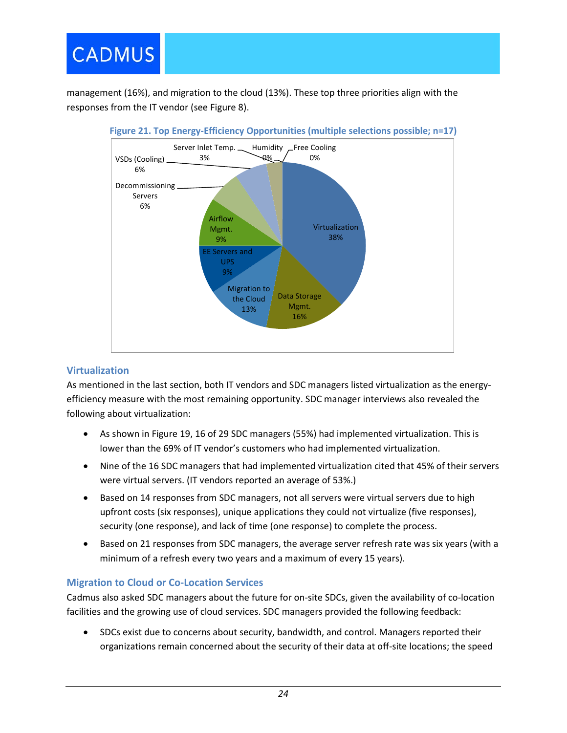management (16%), and migration to the cloud (13%). These top three priorities align with the responses from the IT vendor (see Figure 8).

**Figure 21. Top Energy-Efficiency Opportunities (multiple selections possible; n=17)**

Server Inlet Temp. 3%
Humidity 0%
Free Cooling 0%
VSDs (Cooling) 6%
Decommissioning Servers 6%
Airflow Mgmt. 9%
EE Servers and UPS 9%
Migration to the Cloud 13%
Data Storage Mgmt. 16%
Virtualization 38%

### Virtualization

As mentioned in the last section, both IT vendors and SDC managers listed virtualization as the energy-efficiency measure with the most remaining opportunity. SDC manager interviews also revealed the following about virtualization:

- As shown in Figure 19, 16 of 29 SDC managers (55%) had implemented virtualization. This is lower than the 69% of IT vendor's customers who had implemented virtualization.
- Nine of the 16 SDC managers that had implemented virtualization cited that 45% of their servers were virtual servers. (IT vendors reported an average of 53%.)
- Based on 14 responses from SDC managers, not all servers were virtual servers due to high upfront costs (six responses), unique applications they could not virtualize (five responses), security (one response), and lack of time (one response) to complete the process.
- Based on 21 responses from SDC managers, the average server refresh rate was six years (with a minimum of a refresh every two years and a maximum of every 15 years).

### Migration to Cloud or Co-Location Services

Cadmus also asked SDC managers about the future for on-site SDCs, given the availability of co-location facilities and the growing use of cloud services. SDC managers provided the following feedback:

- SDCs exist due to concerns about security, bandwidth, and control. Managers reported their organizations remain concerned about the security of their data at off-site locations; the speed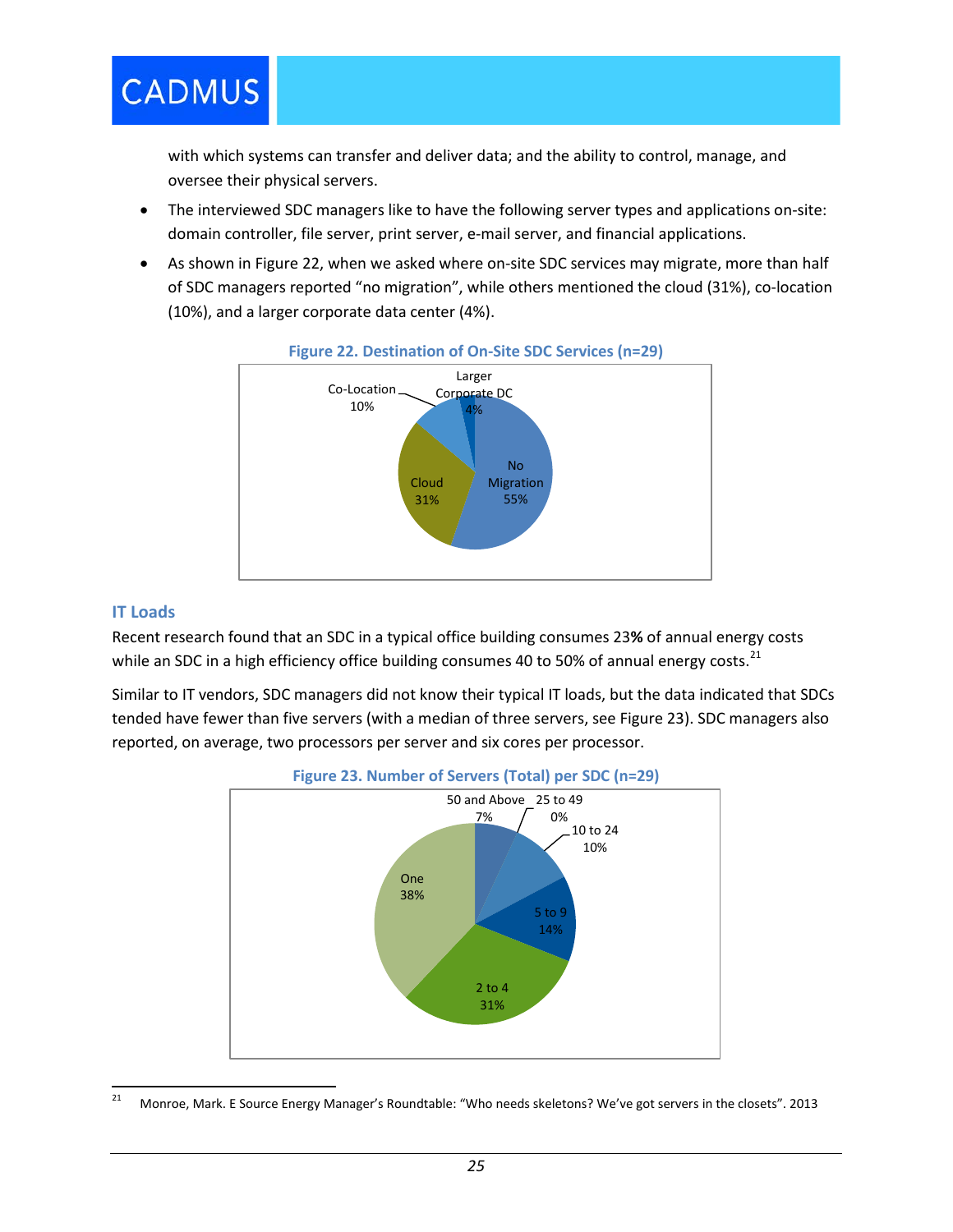with which systems can transfer and deliver data; and the ability to control, manage, and oversee their physical servers.

- The interviewed SDC managers like to have the following server types and applications on-site: domain controller, file server, print server, e-mail server, and financial applications.
- As shown in Figure 22, when we asked where on-site SDC services may migrate, more than half of SDC managers reported “no migration”, while others mentioned the cloud (31%), co-location (10%), and a larger corporate data center (4%).

**Figure 22. Destination of On-Site SDC Services (n=29)**

| Destination | Percent |
| --- | --- |
| No Migration | 55% |
| Cloud | 31% |
| Co-Location | 10% |
| Larger Corporate DC | 4% |

### IT Loads

Recent research found that an SDC in a typical office building consumes 23**%** of annual energy costs while an SDC in a high efficiency office building consumes 40 to 50% of annual energy costs.[21]

Similar to IT vendors, SDC managers did not know their typical IT loads, but the data indicated that SDCs tended have fewer than five servers (with a median of three servers, see Figure 23). SDC managers also reported, on average, two processors per server and six cores per processor.

**Figure 23. Number of Servers (Total) per SDC (n=29)**

| Number of Servers | Percent |
| --- | --- |
| One | 38% |
| 2 to 4 | 31% |
| 5 to 9 | 14% |
| 10 to 24 | 10% |
| 25 to 49 | 0% |
| 50 and Above | 7% |

[21] Monroe, Mark. E Source Energy Manager’s Roundtable: “Who needs skeletons? We’ve got servers in the closets”. 2013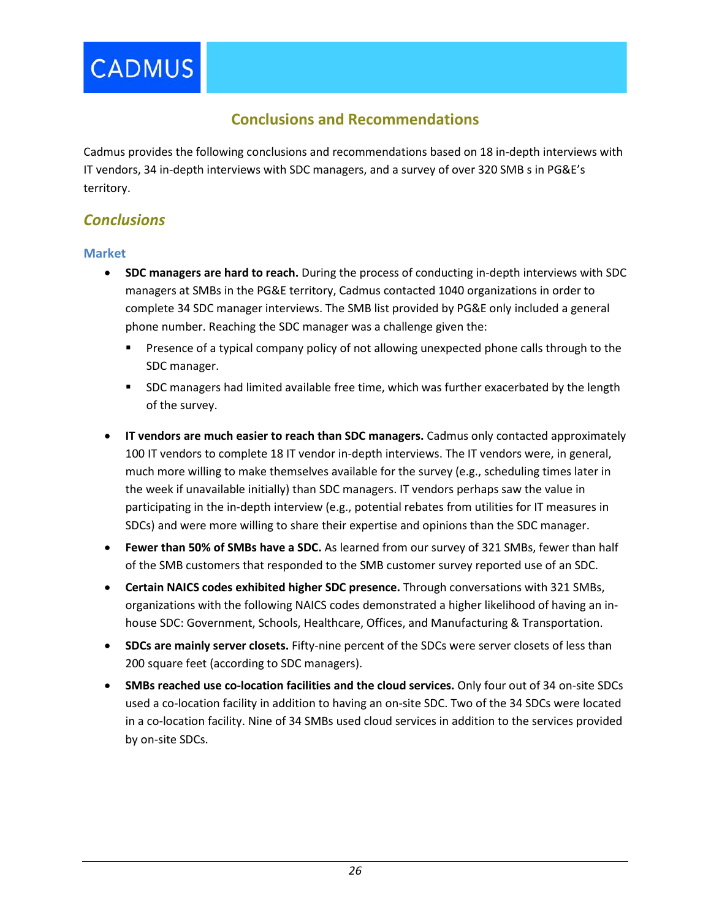## Conclusions and Recommendations

Cadmus provides the following conclusions and recommendations based on 18 in-depth interviews with IT vendors, 34 in-depth interviews with SDC managers, and a survey of over 320 SMB s in PG&E's territory.

### *Conclusions*

#### Market

- **SDC managers are hard to reach.** During the process of conducting in-depth interviews with SDC managers at SMBs in the PG&E territory, Cadmus contacted 1040 organizations in order to complete 34 SDC manager interviews. The SMB list provided by PG&E only included a general phone number. Reaching the SDC manager was a challenge given the:
  - Presence of a typical company policy of not allowing unexpected phone calls through to the SDC manager.
  - SDC managers had limited available free time, which was further exacerbated by the length of the survey.
- **IT vendors are much easier to reach than SDC managers.** Cadmus only contacted approximately 100 IT vendors to complete 18 IT vendor in-depth interviews. The IT vendors were, in general, much more willing to make themselves available for the survey (e.g., scheduling times later in the week if unavailable initially) than SDC managers. IT vendors perhaps saw the value in participating in the in-depth interview (e.g., potential rebates from utilities for IT measures in SDCs) and were more willing to share their expertise and opinions than the SDC manager.
- **Fewer than 50% of SMBs have a SDC.** As learned from our survey of 321 SMBs, fewer than half of the SMB customers that responded to the SMB customer survey reported use of an SDC.
- **Certain NAICS codes exhibited higher SDC presence.** Through conversations with 321 SMBs, organizations with the following NAICS codes demonstrated a higher likelihood of having an in-house SDC: Government, Schools, Healthcare, Offices, and Manufacturing & Transportation.
- **SDCs are mainly server closets.** Fifty-nine percent of the SDCs were server closets of less than 200 square feet (according to SDC managers).
- **SMBs reached use co-location facilities and the cloud services.** Only four out of 34 on-site SDCs used a co-location facility in addition to having an on-site SDC. Two of the 34 SDCs were located in a co-location facility. Nine of 34 SMBs used cloud services in addition to the services provided by on-site SDCs.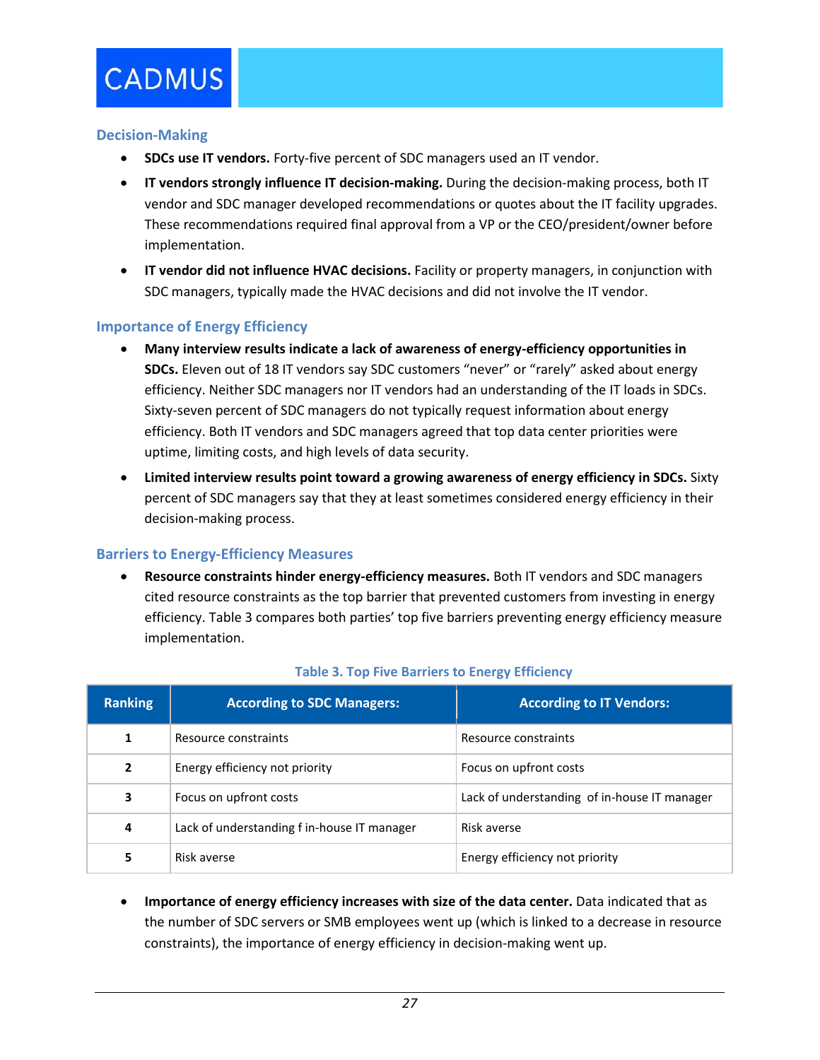### Decision-Making

- **SDCs use IT vendors.** Forty-five percent of SDC managers used an IT vendor.
- **IT vendors strongly influence IT decision-making.** During the decision-making process, both IT vendor and SDC manager developed recommendations or quotes about the IT facility upgrades. These recommendations required final approval from a VP or the CEO/president/owner before implementation.
- **IT vendor did not influence HVAC decisions.** Facility or property managers, in conjunction with SDC managers, typically made the HVAC decisions and did not involve the IT vendor.

### Importance of Energy Efficiency

- **Many interview results indicate a lack of awareness of energy-efficiency opportunities in SDCs.** Eleven out of 18 IT vendors say SDC customers "never" or "rarely" asked about energy efficiency. Neither SDC managers nor IT vendors had an understanding of the IT loads in SDCs. Sixty-seven percent of SDC managers do not typically request information about energy efficiency. Both IT vendors and SDC managers agreed that top data center priorities were uptime, limiting costs, and high levels of data security.
- **Limited interview results point toward a growing awareness of energy efficiency in SDCs.** Sixty percent of SDC managers say that they at least sometimes considered energy efficiency in their decision-making process.

### Barriers to Energy-Efficiency Measures

- **Resource constraints hinder energy-efficiency measures.** Both IT vendors and SDC managers cited resource constraints as the top barrier that prevented customers from investing in energy efficiency. Table 3 compares both parties' top five barriers preventing energy efficiency measure implementation.

**Table 3. Top Five Barriers to Energy Efficiency**

| Ranking | According to SDC Managers: | According to IT Vendors: |
|---|---|---|
| 1 | Resource constraints | Resource constraints |
| 2 | Energy efficiency not priority | Focus on upfront costs |
| 3 | Focus on upfront costs | Lack of understanding of in-house IT manager |
| 4 | Lack of understanding f in-house IT manager | Risk averse |
| 5 | Risk averse | Energy efficiency not priority |

- **Importance of energy efficiency increases with size of the data center.** Data indicated that as the number of SDC servers or SMB employees went up (which is linked to a decrease in resource constraints), the importance of energy efficiency in decision-making went up.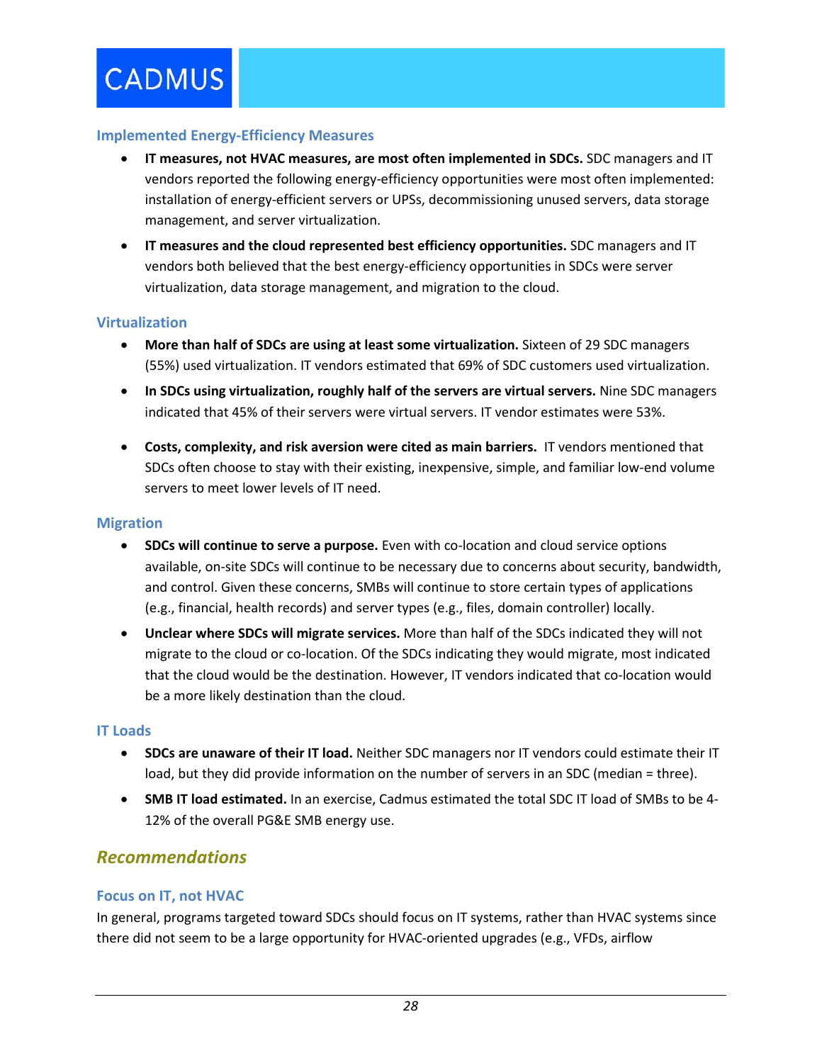### Implemented Energy-Efficiency Measures

- **IT measures, not HVAC measures, are most often implemented in SDCs.** SDC managers and IT vendors reported the following energy-efficiency opportunities were most often implemented: installation of energy-efficient servers or UPSs, decommissioning unused servers, data storage management, and server virtualization.
- **IT measures and the cloud represented best efficiency opportunities.** SDC managers and IT vendors both believed that the best energy-efficiency opportunities in SDCs were server virtualization, data storage management, and migration to the cloud.

### Virtualization

- **More than half of SDCs are using at least some virtualization.** Sixteen of 29 SDC managers (55%) used virtualization. IT vendors estimated that 69% of SDC customers used virtualization.
- **In SDCs using virtualization, roughly half of the servers are virtual servers.** Nine SDC managers indicated that 45% of their servers were virtual servers. IT vendor estimates were 53%.
- **Costs, complexity, and risk aversion were cited as main barriers.** IT vendors mentioned that SDCs often choose to stay with their existing, inexpensive, simple, and familiar low-end volume servers to meet lower levels of IT need.

### Migration

- **SDCs will continue to serve a purpose.** Even with co-location and cloud service options available, on-site SDCs will continue to be necessary due to concerns about security, bandwidth, and control. Given these concerns, SMBs will continue to store certain types of applications (e.g., financial, health records) and server types (e.g., files, domain controller) locally.
- **Unclear where SDCs will migrate services.** More than half of the SDCs indicated they will not migrate to the cloud or co-location. Of the SDCs indicating they would migrate, most indicated that the cloud would be the destination. However, IT vendors indicated that co-location would be a more likely destination than the cloud.

### IT Loads

- **SDCs are unaware of their IT load.** Neither SDC managers nor IT vendors could estimate their IT load, but they did provide information on the number of servers in an SDC (median = three).
- **SMB IT load estimated.** In an exercise, Cadmus estimated the total SDC IT load of SMBs to be 4-12% of the overall PG&E SMB energy use.

## *Recommendations*

### Focus on IT, not HVAC

In general, programs targeted toward SDCs should focus on IT systems, rather than HVAC systems since there did not seem to be a large opportunity for HVAC-oriented upgrades (e.g., VFDs, airflow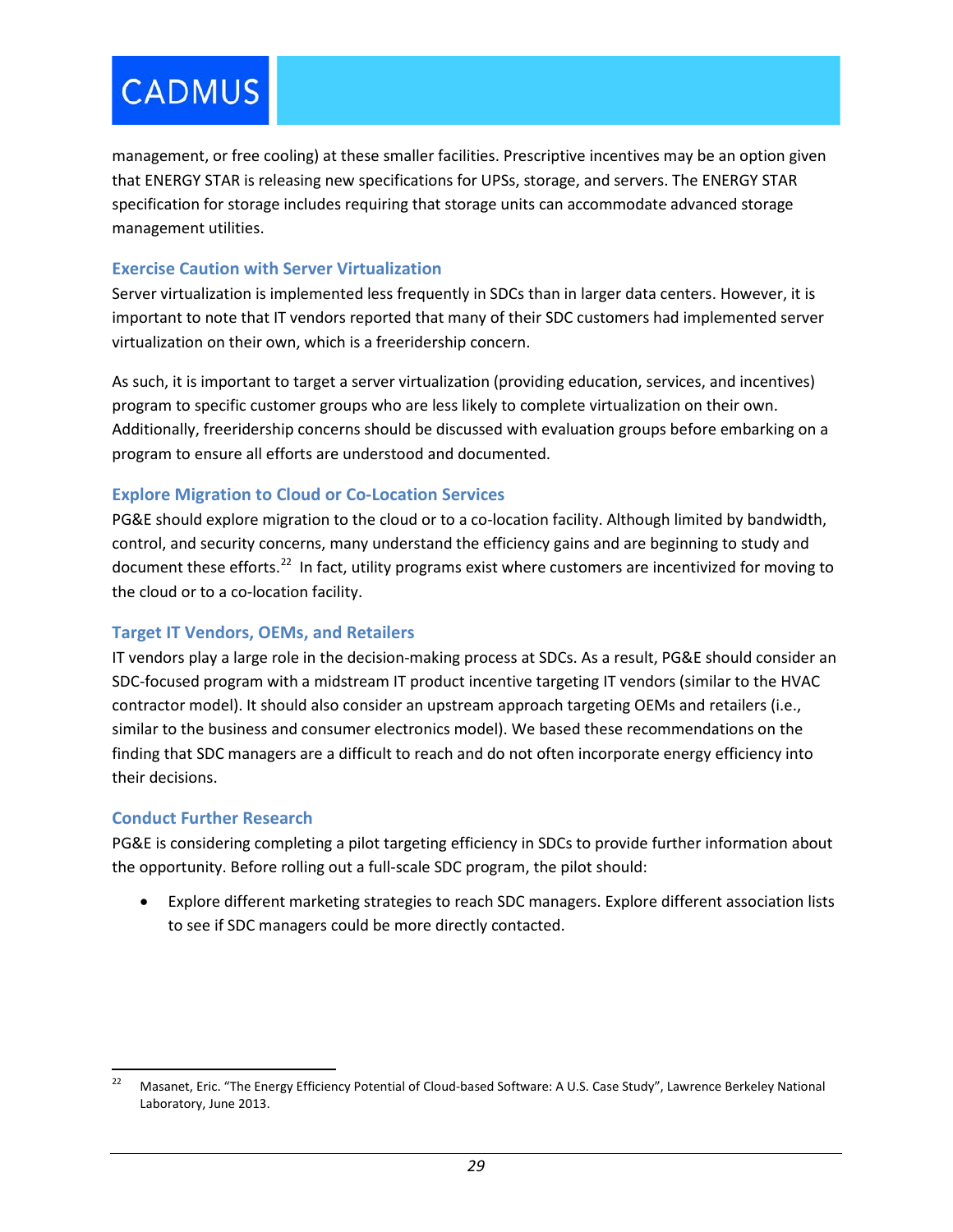management, or free cooling) at these smaller facilities. Prescriptive incentives may be an option given that ENERGY STAR is releasing new specifications for UPSs, storage, and servers. The ENERGY STAR specification for storage includes requiring that storage units can accommodate advanced storage management utilities.

### Exercise Caution with Server Virtualization

Server virtualization is implemented less frequently in SDCs than in larger data centers. However, it is important to note that IT vendors reported that many of their SDC customers had implemented server virtualization on their own, which is a freeridership concern.

As such, it is important to target a server virtualization (providing education, services, and incentives) program to specific customer groups who are less likely to complete virtualization on their own. Additionally, freeridership concerns should be discussed with evaluation groups before embarking on a program to ensure all efforts are understood and documented.

### Explore Migration to Cloud or Co-Location Services

PG&E should explore migration to the cloud or to a co-location facility. Although limited by bandwidth, control, and security concerns, many understand the efficiency gains and are beginning to study and document these efforts.[22] In fact, utility programs exist where customers are incentivized for moving to the cloud or to a co-location facility.

### Target IT Vendors, OEMs, and Retailers

IT vendors play a large role in the decision-making process at SDCs. As a result, PG&E should consider an SDC-focused program with a midstream IT product incentive targeting IT vendors (similar to the HVAC contractor model). It should also consider an upstream approach targeting OEMs and retailers (i.e., similar to the business and consumer electronics model). We based these recommendations on the finding that SDC managers are a difficult to reach and do not often incorporate energy efficiency into their decisions.

### Conduct Further Research

PG&E is considering completing a pilot targeting efficiency in SDCs to provide further information about the opportunity. Before rolling out a full-scale SDC program, the pilot should:

- Explore different marketing strategies to reach SDC managers. Explore different association lists to see if SDC managers could be more directly contacted.

---

[22] Masanet, Eric. "The Energy Efficiency Potential of Cloud-based Software: A U.S. Case Study", Lawrence Berkeley National Laboratory, June 2013.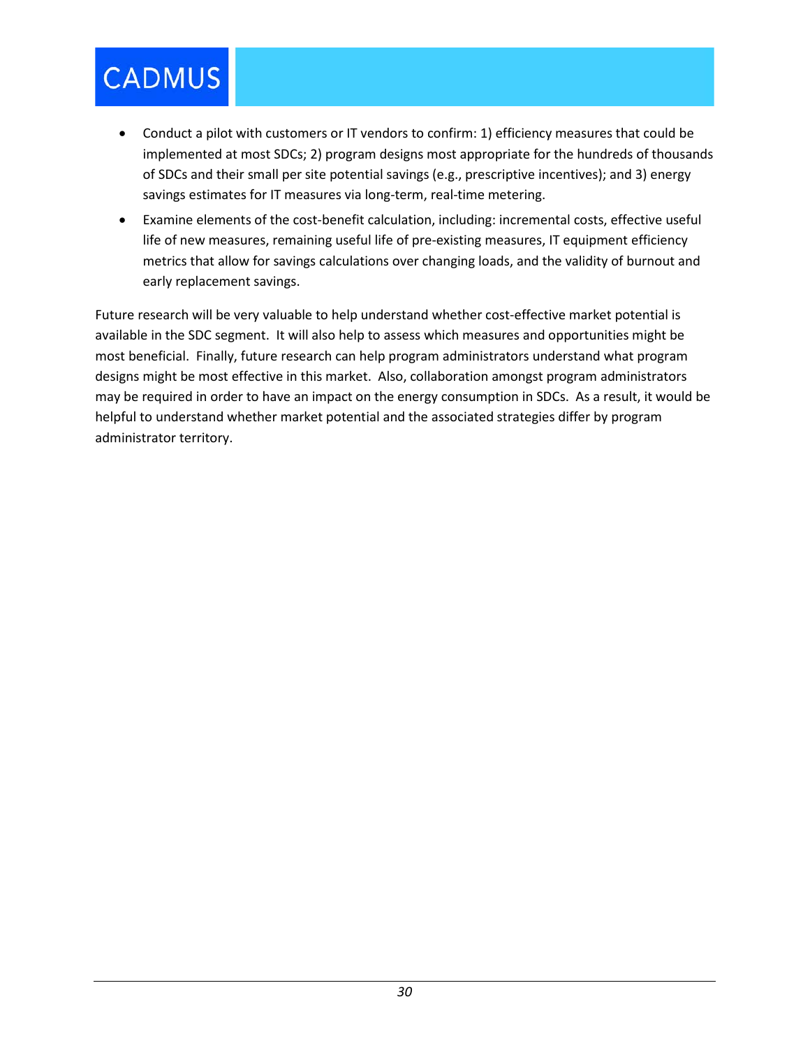- Conduct a pilot with customers or IT vendors to confirm: 1) efficiency measures that could be implemented at most SDCs; 2) program designs most appropriate for the hundreds of thousands of SDCs and their small per site potential savings (e.g., prescriptive incentives); and 3) energy savings estimates for IT measures via long-term, real-time metering.
- Examine elements of the cost-benefit calculation, including: incremental costs, effective useful life of new measures, remaining useful life of pre-existing measures, IT equipment efficiency metrics that allow for savings calculations over changing loads, and the validity of burnout and early replacement savings.

Future research will be very valuable to help understand whether cost-effective market potential is available in the SDC segment. It will also help to assess which measures and opportunities might be most beneficial. Finally, future research can help program administrators understand what program designs might be most effective in this market. Also, collaboration amongst program administrators may be required in order to have an impact on the energy consumption in SDCs. As a result, it would be helpful to understand whether market potential and the associated strategies differ by program administrator territory.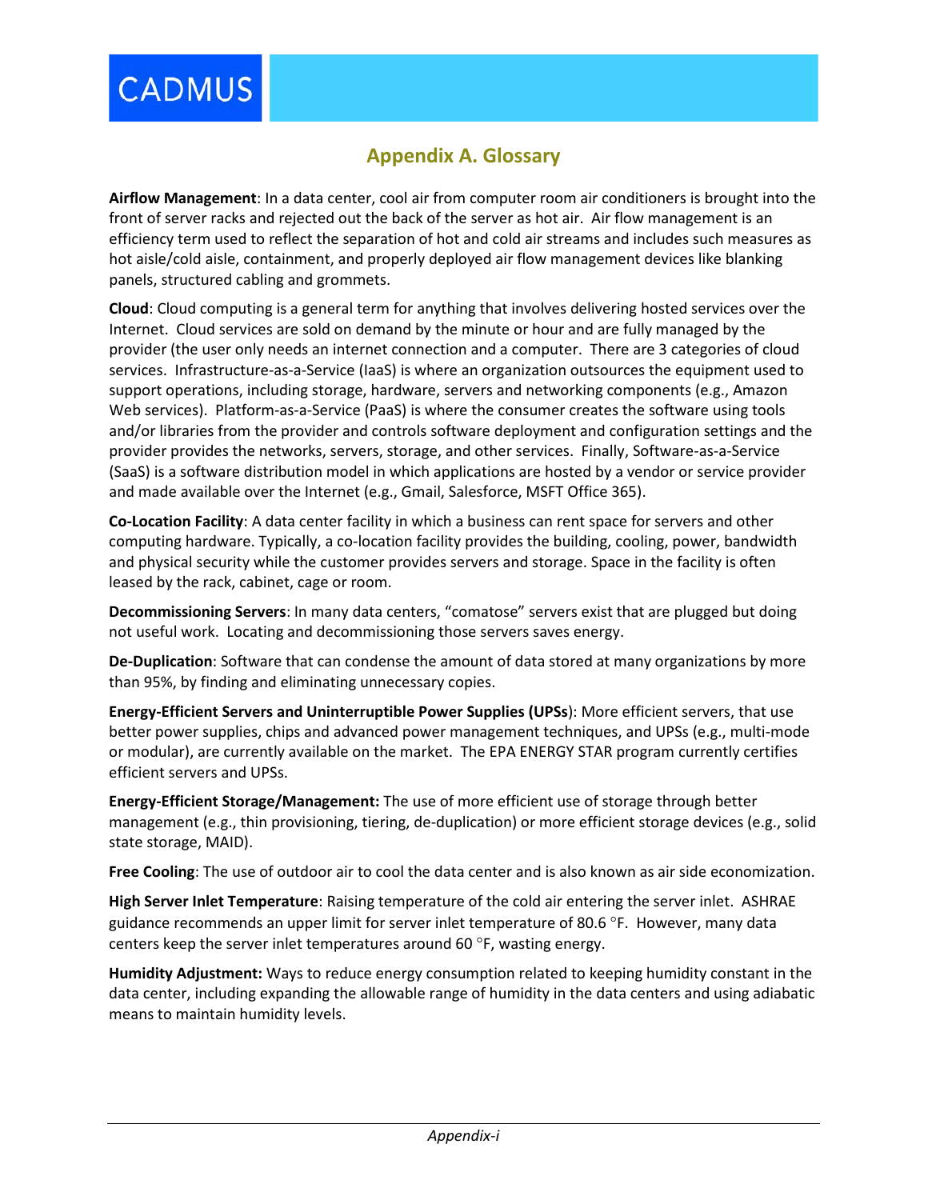## Appendix A. Glossary

**Airflow Management**: In a data center, cool air from computer room air conditioners is brought into the front of server racks and rejected out the back of the server as hot air. Air flow management is an efficiency term used to reflect the separation of hot and cold air streams and includes such measures as hot aisle/cold aisle, containment, and properly deployed air flow management devices like blanking panels, structured cabling and grommets.

**Cloud**: Cloud computing is a general term for anything that involves delivering hosted services over the Internet. Cloud services are sold on demand by the minute or hour and are fully managed by the provider (the user only needs an internet connection and a computer. There are 3 categories of cloud services. Infrastructure-as-a-Service (IaaS) is where an organization outsources the equipment used to support operations, including storage, hardware, servers and networking components (e.g., Amazon Web services). Platform-as-a-Service (PaaS) is where the consumer creates the software using tools and/or libraries from the provider and controls software deployment and configuration settings and the provider provides the networks, servers, storage, and other services. Finally, Software-as-a-Service (SaaS) is a software distribution model in which applications are hosted by a vendor or service provider and made available over the Internet (e.g., Gmail, Salesforce, MSFT Office 365).

**Co-Location Facility**: A data center facility in which a business can rent space for servers and other computing hardware. Typically, a co-location facility provides the building, cooling, power, bandwidth and physical security while the customer provides servers and storage. Space in the facility is often leased by the rack, cabinet, cage or room.

**Decommissioning Servers**: In many data centers, "comatose" servers exist that are plugged but doing not useful work. Locating and decommissioning those servers saves energy.

**De-Duplication**: Software that can condense the amount of data stored at many organizations by more than 95%, by finding and eliminating unnecessary copies.

**Energy-Efficient Servers and Uninterruptible Power Supplies (UPSs)**: More efficient servers, that use better power supplies, chips and advanced power management techniques, and UPSs (e.g., multi-mode or modular), are currently available on the market. The EPA ENERGY STAR program currently certifies efficient servers and UPSs.

**Energy-Efficient Storage/Management:** The use of more efficient use of storage through better management (e.g., thin provisioning, tiering, de-duplication) or more efficient storage devices (e.g., solid state storage, MAID).

**Free Cooling**: The use of outdoor air to cool the data center and is also known as air side economization.

**High Server Inlet Temperature**: Raising temperature of the cold air entering the server inlet. ASHRAE guidance recommends an upper limit for server inlet temperature of 80.6 °F. However, many data centers keep the server inlet temperatures around 60 °F, wasting energy.

**Humidity Adjustment:** Ways to reduce energy consumption related to keeping humidity constant in the data center, including expanding the allowable range of humidity in the data centers and using adiabatic means to maintain humidity levels.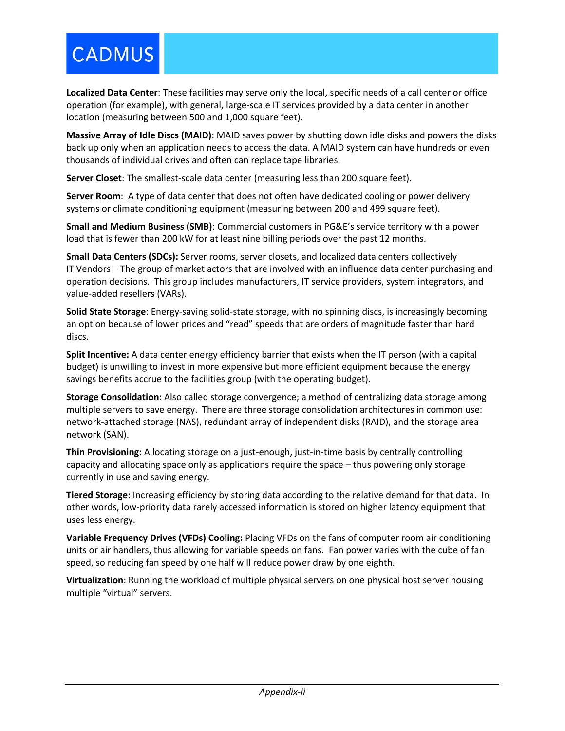**Localized Data Center**: These facilities may serve only the local, specific needs of a call center or office operation (for example), with general, large-scale IT services provided by a data center in another location (measuring between 500 and 1,000 square feet).

**Massive Array of Idle Discs (MAID)**: MAID saves power by shutting down idle disks and powers the disks back up only when an application needs to access the data. A MAID system can have hundreds or even thousands of individual drives and often can replace tape libraries.

**Server Closet**: The smallest-scale data center (measuring less than 200 square feet).

**Server Room**: A type of data center that does not often have dedicated cooling or power delivery systems or climate conditioning equipment (measuring between 200 and 499 square feet).

**Small and Medium Business (SMB)**: Commercial customers in PG&E's service territory with a power load that is fewer than 200 kW for at least nine billing periods over the past 12 months.

**Small Data Centers (SDCs):** Server rooms, server closets, and localized data centers collectively
IT Vendors – The group of market actors that are involved with an influence data center purchasing and operation decisions. This group includes manufacturers, IT service providers, system integrators, and value-added resellers (VARs).

**Solid State Storage**: Energy-saving solid-state storage, with no spinning discs, is increasingly becoming an option because of lower prices and "read" speeds that are orders of magnitude faster than hard discs.

**Split Incentive:** A data center energy efficiency barrier that exists when the IT person (with a capital budget) is unwilling to invest in more expensive but more efficient equipment because the energy savings benefits accrue to the facilities group (with the operating budget).

**Storage Consolidation:** Also called storage convergence; a method of centralizing data storage among multiple servers to save energy. There are three storage consolidation architectures in common use: network-attached storage (NAS), redundant array of independent disks (RAID), and the storage area network (SAN).

**Thin Provisioning:** Allocating storage on a just-enough, just-in-time basis by centrally controlling capacity and allocating space only as applications require the space – thus powering only storage currently in use and saving energy.

**Tiered Storage:** Increasing efficiency by storing data according to the relative demand for that data. In other words, low-priority data rarely accessed information is stored on higher latency equipment that uses less energy.

**Variable Frequency Drives (VFDs) Cooling:** Placing VFDs on the fans of computer room air conditioning units or air handlers, thus allowing for variable speeds on fans. Fan power varies with the cube of fan speed, so reducing fan speed by one half will reduce power draw by one eighth.

**Virtualization**: Running the workload of multiple physical servers on one physical host server housing multiple "virtual" servers.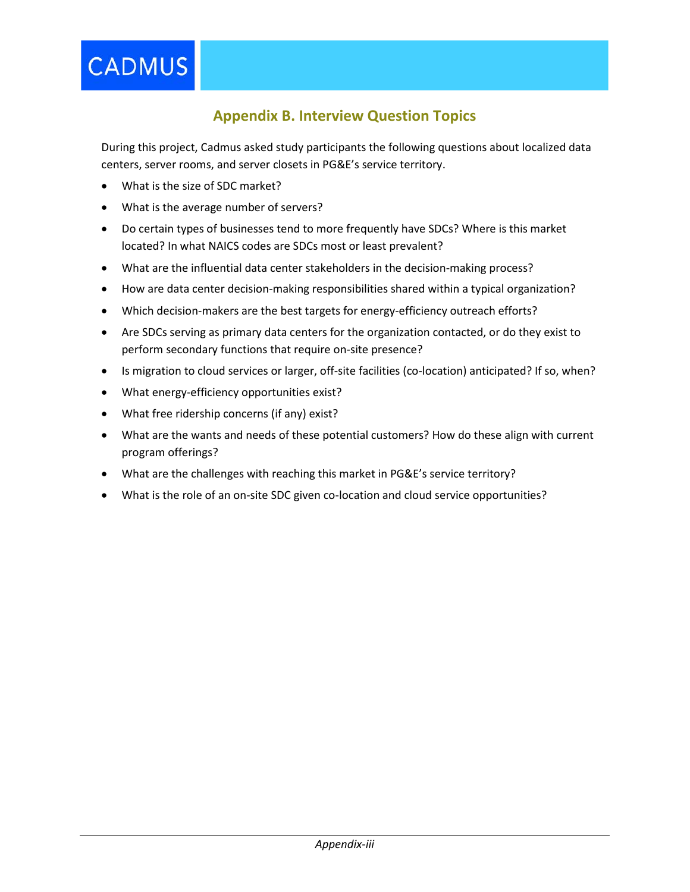## Appendix B. Interview Question Topics

During this project, Cadmus asked study participants the following questions about localized data centers, server rooms, and server closets in PG&E's service territory.

- What is the size of SDC market?
- What is the average number of servers?
- Do certain types of businesses tend to more frequently have SDCs? Where is this market located? In what NAICS codes are SDCs most or least prevalent?
- What are the influential data center stakeholders in the decision-making process?
- How are data center decision-making responsibilities shared within a typical organization?
- Which decision-makers are the best targets for energy-efficiency outreach efforts?
- Are SDCs serving as primary data centers for the organization contacted, or do they exist to perform secondary functions that require on-site presence?
- Is migration to cloud services or larger, off-site facilities (co-location) anticipated? If so, when?
- What energy-efficiency opportunities exist?
- What free ridership concerns (if any) exist?
- What are the wants and needs of these potential customers? How do these align with current program offerings?
- What are the challenges with reaching this market in PG&E's service territory?
- What is the role of an on-site SDC given co-location and cloud service opportunities?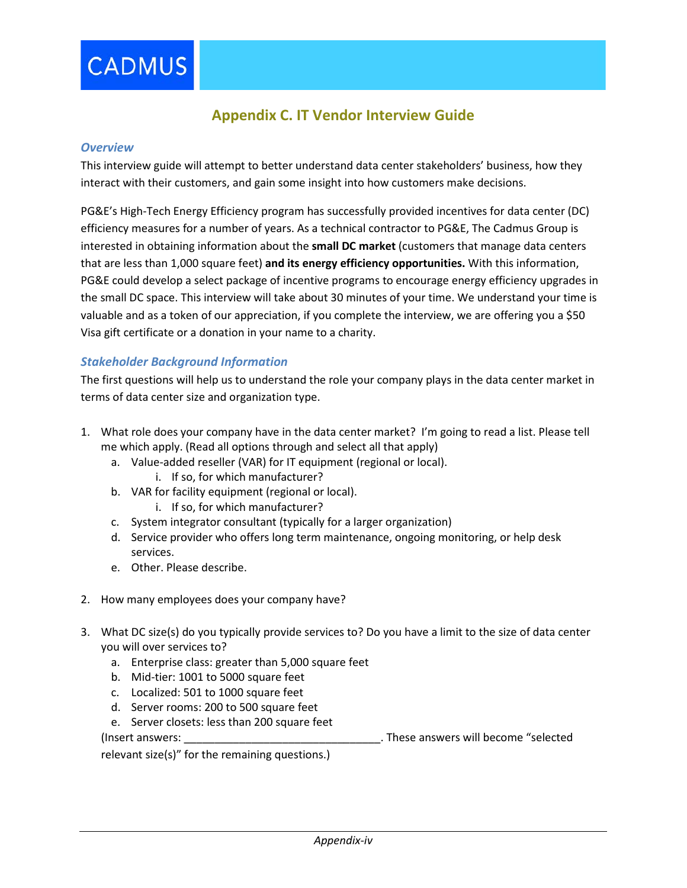# Appendix C. IT Vendor Interview Guide

### *Overview*

This interview guide will attempt to better understand data center stakeholders' business, how they interact with their customers, and gain some insight into how customers make decisions.

PG&E's High-Tech Energy Efficiency program has successfully provided incentives for data center (DC) efficiency measures for a number of years. As a technical contractor to PG&E, The Cadmus Group is interested in obtaining information about the **small DC market** (customers that manage data centers that are less than 1,000 square feet) **and its energy efficiency opportunities.** With this information, PG&E could develop a select package of incentive programs to encourage energy efficiency upgrades in the small DC space. This interview will take about 30 minutes of your time. We understand your time is valuable and as a token of our appreciation, if you complete the interview, we are offering you a $50 Visa gift certificate or a donation in your name to a charity.

### *Stakeholder Background Information*

The first questions will help us to understand the role your company plays in the data center market in terms of data center size and organization type.

1. What role does your company have in the data center market? I'm going to read a list. Please tell me which apply. (Read all options through and select all that apply)
   a. Value-added reseller (VAR) for IT equipment (regional or local).
      i. If so, for which manufacturer?
   b. VAR for facility equipment (regional or local).
      i. If so, for which manufacturer?
   c. System integrator consultant (typically for a larger organization)
   d. Service provider who offers long term maintenance, ongoing monitoring, or help desk services.
   e. Other. Please describe.

2. How many employees does your company have?

3. What DC size(s) do you typically provide services to? Do you have a limit to the size of data center you will over services to?
   a. Enterprise class: greater than 5,000 square feet
   b. Mid-tier: 1001 to 5000 square feet
   c. Localized: 501 to 1000 square feet
   d. Server rooms: 200 to 500 square feet
   e. Server closets: less than 200 square feet

   (Insert answers: ________________________________. These answers will become "selected relevant size(s)" for the remaining questions.)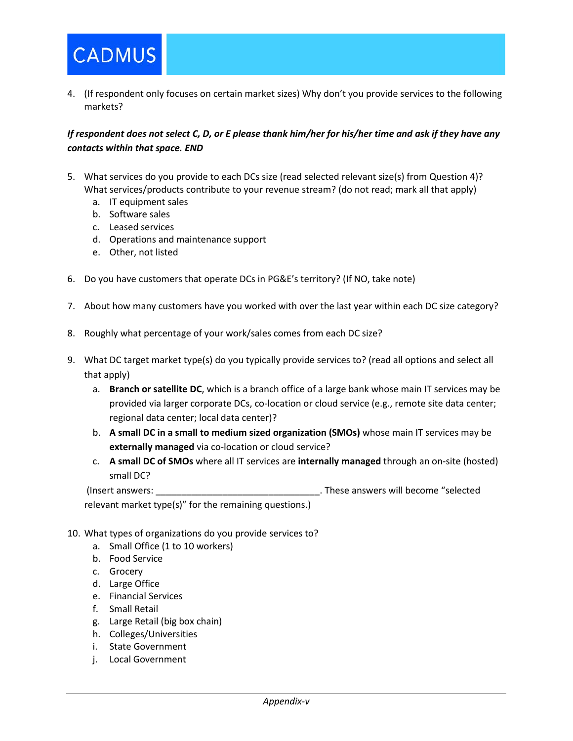4. (If respondent only focuses on certain market sizes) Why don't you provide services to the following markets?

***If respondent does not select C, D, or E please thank him/her for his/her time and ask if they have any contacts within that space. END***

5. What services do you provide to each DCs size (read selected relevant size(s) from Question 4)? What services/products contribute to your revenue stream? (do not read; mark all that apply)
    a. IT equipment sales
    b. Software sales
    c. Leased services
    d. Operations and maintenance support
    e. Other, not listed

6. Do you have customers that operate DCs in PG&E's territory? (If NO, take note)

7. About how many customers have you worked with over the last year within each DC size category?

8. Roughly what percentage of your work/sales comes from each DC size?

9. What DC target market type(s) do you typically provide services to? (read all options and select all that apply)
    a. **Branch or satellite DC**, which is a branch office of a large bank whose main IT services may be provided via larger corporate DCs, co-location or cloud service (e.g., remote site data center; regional data center; local data center)?
    b. **A small DC in a small to medium sized organization (SMOs)** whose main IT services may be **externally managed** via co-location or cloud service?
    c. **A small DC of SMOs** where all IT services are **internally managed** through an on-site (hosted) small DC?

    (Insert answers: ________________________________. These answers will become "selected relevant market type(s)" for the remaining questions.)

10. What types of organizations do you provide services to?
    a. Small Office (1 to 10 workers)
    b. Food Service
    c. Grocery
    d. Large Office
    e. Financial Services
    f. Small Retail
    g. Large Retail (big box chain)
    h. Colleges/Universities
    i. State Government
    j. Local Government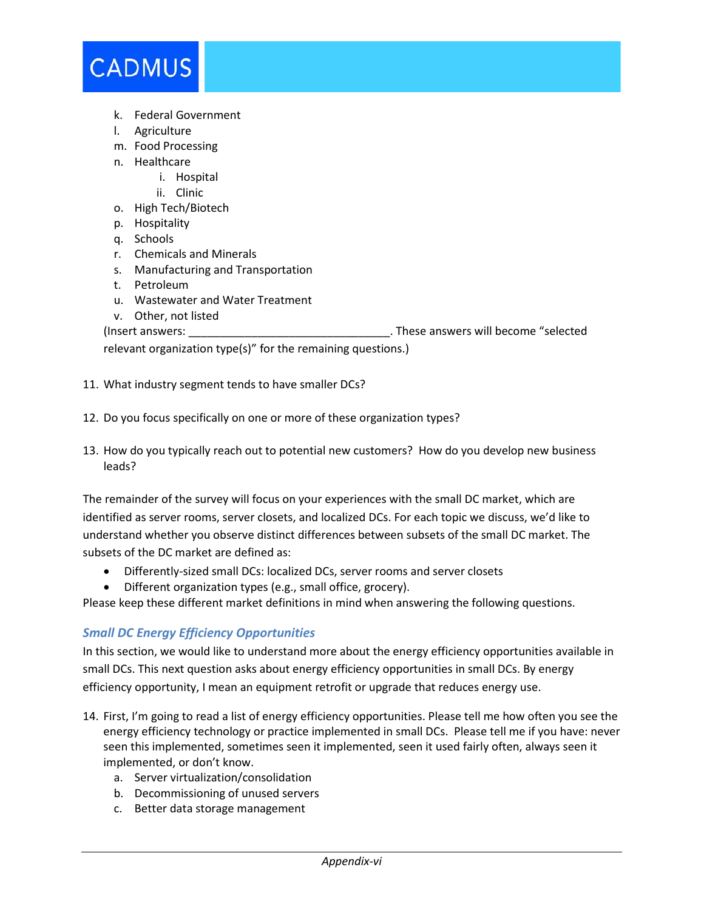k. Federal Government
l. Agriculture
m. Food Processing
n. Healthcare
    i. Hospital
    ii. Clinic
o. High Tech/Biotech
p. Hospitality
q. Schools
r. Chemicals and Minerals
s. Manufacturing and Transportation
t. Petroleum
u. Wastewater and Water Treatment
v. Other, not listed

(Insert answers: ________________________________. These answers will become "selected relevant organization type(s)" for the remaining questions.)

11. What industry segment tends to have smaller DCs?

12. Do you focus specifically on one or more of these organization types?

13. How do you typically reach out to potential new customers? How do you develop new business leads?

The remainder of the survey will focus on your experiences with the small DC market, which are identified as server rooms, server closets, and localized DCs. For each topic we discuss, we'd like to understand whether you observe distinct differences between subsets of the small DC market. The subsets of the DC market are defined as:

- Differently-sized small DCs: localized DCs, server rooms and server closets
- Different organization types (e.g., small office, grocery).

Please keep these different market definitions in mind when answering the following questions.

### *Small DC Energy Efficiency Opportunities*

In this section, we would like to understand more about the energy efficiency opportunities available in small DCs. This next question asks about energy efficiency opportunities in small DCs. By energy efficiency opportunity, I mean an equipment retrofit or upgrade that reduces energy use.

14. First, I'm going to read a list of energy efficiency opportunities. Please tell me how often you see the energy efficiency technology or practice implemented in small DCs. Please tell me if you have: never seen this implemented, sometimes seen it implemented, seen it used fairly often, always seen it implemented, or don't know.
    a. Server virtualization/consolidation
    b. Decommissioning of unused servers
    c. Better data storage management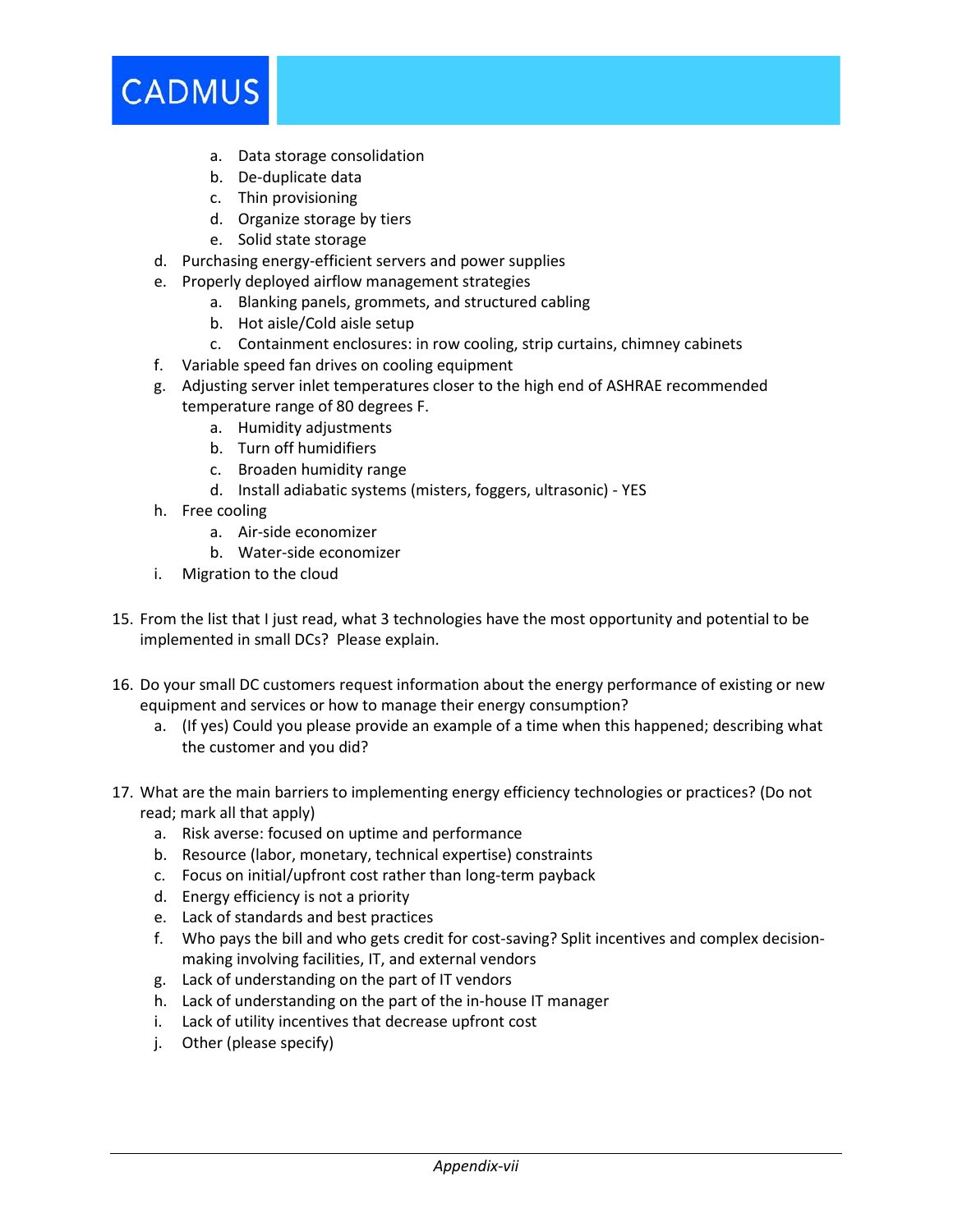- a. Data storage consolidation
   - b. De-duplicate data
   - c. Thin provisioning
   - d. Organize storage by tiers
   - e. Solid state storage

- d. Purchasing energy-efficient servers and power supplies
- e. Properly deployed airflow management strategies
   - a. Blanking panels, grommets, and structured cabling
   - b. Hot aisle/Cold aisle setup
   - c. Containment enclosures: in row cooling, strip curtains, chimney cabinets
- f. Variable speed fan drives on cooling equipment
- g. Adjusting server inlet temperatures closer to the high end of ASHRAE recommended temperature range of 80 degrees F.
   - a. Humidity adjustments
   - b. Turn off humidifiers
   - c. Broaden humidity range
   - d. Install adiabatic systems (misters, foggers, ultrasonic) - YES
- h. Free cooling
   - a. Air-side economizer
   - b. Water-side economizer
- i. Migration to the cloud

15. From the list that I just read, what 3 technologies have the most opportunity and potential to be implemented in small DCs? Please explain.

16. Do your small DC customers request information about the energy performance of existing or new equipment and services or how to manage their energy consumption?
    - a. (If yes) Could you please provide an example of a time when this happened; describing what the customer and you did?

17. What are the main barriers to implementing energy efficiency technologies or practices? (Do not read; mark all that apply)
    - a. Risk averse: focused on uptime and performance
    - b. Resource (labor, monetary, technical expertise) constraints
    - c. Focus on initial/upfront cost rather than long-term payback
    - d. Energy efficiency is not a priority
    - e. Lack of standards and best practices
    - f. Who pays the bill and who gets credit for cost-saving? Split incentives and complex decision-making involving facilities, IT, and external vendors
    - g. Lack of understanding on the part of IT vendors
    - h. Lack of understanding on the part of the in-house IT manager
    - i. Lack of utility incentives that decrease upfront cost
    - j. Other (please specify)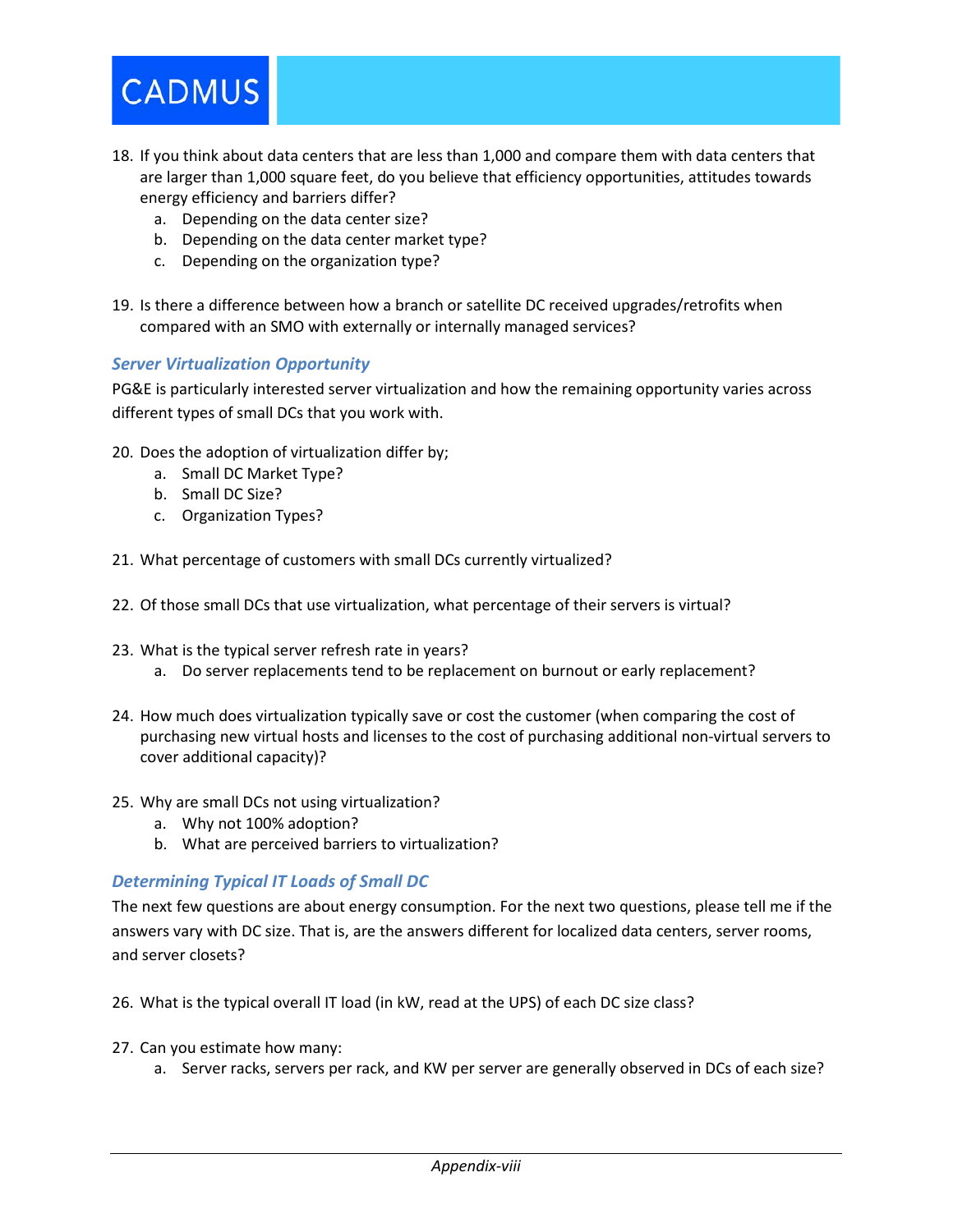18. If you think about data centers that are less than 1,000 and compare them with data centers that are larger than 1,000 square feet, do you believe that efficiency opportunities, attitudes towards energy efficiency and barriers differ?
    a. Depending on the data center size?
    b. Depending on the data center market type?
    c. Depending on the organization type?

19. Is there a difference between how a branch or satellite DC received upgrades/retrofits when compared with an SMO with externally or internally managed services?

### *Server Virtualization Opportunity*

PG&E is particularly interested server virtualization and how the remaining opportunity varies across different types of small DCs that you work with.

20. Does the adoption of virtualization differ by;
    a. Small DC Market Type?
    b. Small DC Size?
    c. Organization Types?

21. What percentage of customers with small DCs currently virtualized?

22. Of those small DCs that use virtualization, what percentage of their servers is virtual?

23. What is the typical server refresh rate in years?
    a. Do server replacements tend to be replacement on burnout or early replacement?

24. How much does virtualization typically save or cost the customer (when comparing the cost of purchasing new virtual hosts and licenses to the cost of purchasing additional non-virtual servers to cover additional capacity)?

25. Why are small DCs not using virtualization?
    a. Why not 100% adoption?
    b. What are perceived barriers to virtualization?

### *Determining Typical IT Loads of Small DC*

The next few questions are about energy consumption. For the next two questions, please tell me if the answers vary with DC size. That is, are the answers different for localized data centers, server rooms, and server closets?

26. What is the typical overall IT load (in kW, read at the UPS) of each DC size class?

27. Can you estimate how many:
    a. Server racks, servers per rack, and KW per server are generally observed in DCs of each size?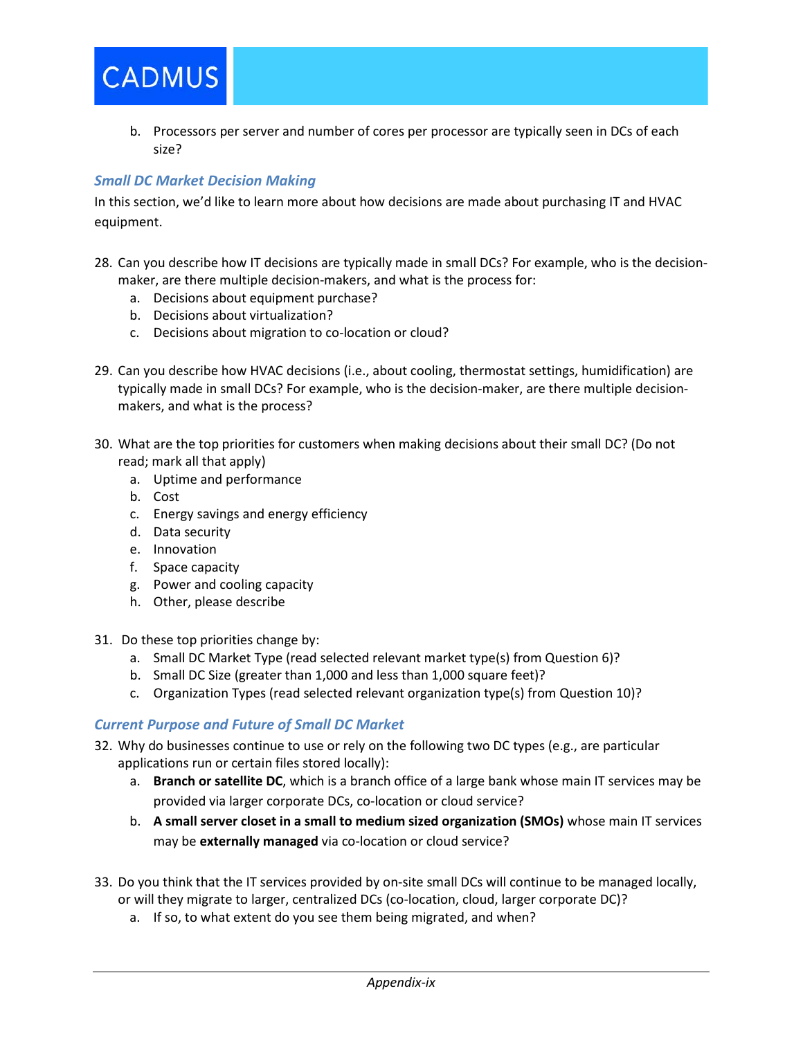b. Processors per server and number of cores per processor are typically seen in DCs of each size?

### *Small DC Market Decision Making*

In this section, we'd like to learn more about how decisions are made about purchasing IT and HVAC equipment.

28. Can you describe how IT decisions are typically made in small DCs? For example, who is the decision-maker, are there multiple decision-makers, and what is the process for:
    a. Decisions about equipment purchase?
    b. Decisions about virtualization?
    c. Decisions about migration to co-location or cloud?

29. Can you describe how HVAC decisions (i.e., about cooling, thermostat settings, humidification) are typically made in small DCs? For example, who is the decision-maker, are there multiple decision-makers, and what is the process?

30. What are the top priorities for customers when making decisions about their small DC? (Do not read; mark all that apply)
    a. Uptime and performance
    b. Cost
    c. Energy savings and energy efficiency
    d. Data security
    e. Innovation
    f. Space capacity
    g. Power and cooling capacity
    h. Other, please describe

31. Do these top priorities change by:
    a. Small DC Market Type (read selected relevant market type(s) from Question 6)?
    b. Small DC Size (greater than 1,000 and less than 1,000 square feet)?
    c. Organization Types (read selected relevant organization type(s) from Question 10)?

### *Current Purpose and Future of Small DC Market*

32. Why do businesses continue to use or rely on the following two DC types (e.g., are particular applications run or certain files stored locally):
    a. **Branch or satellite DC**, which is a branch office of a large bank whose main IT services may be provided via larger corporate DCs, co-location or cloud service?
    b. **A small server closet in a small to medium sized organization (SMOs)** whose main IT services may be **externally managed** via co-location or cloud service?

33. Do you think that the IT services provided by on-site small DCs will continue to be managed locally, or will they migrate to larger, centralized DCs (co-location, cloud, larger corporate DC)?
    a. If so, to what extent do you see them being migrated, and when?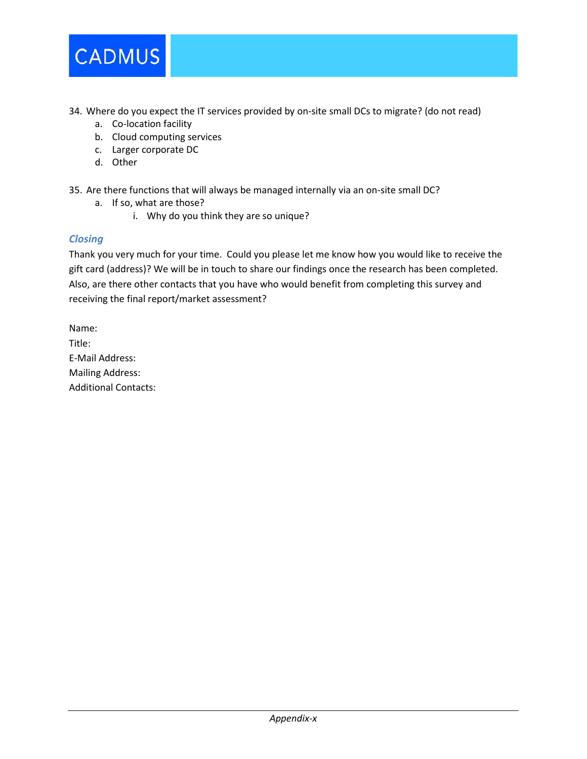34. Where do you expect the IT services provided by on-site small DCs to migrate? (do not read)
    a. Co-location facility
    b. Cloud computing services
    c. Larger corporate DC
    d. Other

35. Are there functions that will always be managed internally via an on-site small DC?
    a. If so, what are those?
        i. Why do you think they are so unique?

### *Closing*

Thank you very much for your time. Could you please let me know how you would like to receive the gift card (address)? We will be in touch to share our findings once the research has been completed. Also, are there other contacts that you have who would benefit from completing this survey and receiving the final report/market assessment?

Name:

Title:

E-Mail Address:

Mailing Address:

Additional Contacts: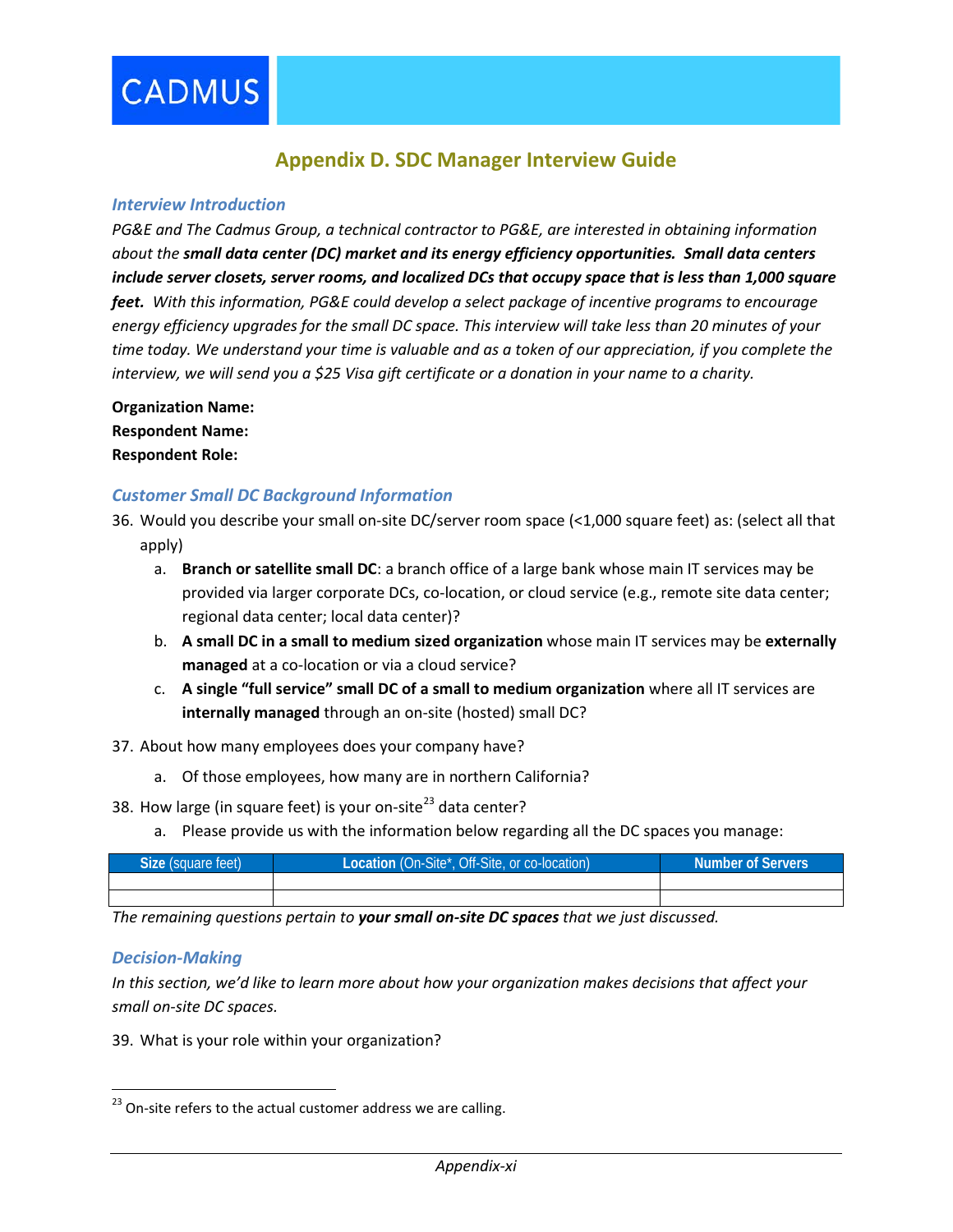# Appendix D. SDC Manager Interview Guide

### *Interview Introduction*

*PG&E and The Cadmus Group, a technical contractor to PG&E, are interested in obtaining information about the* ***small data center (DC) market and its energy efficiency opportunities. Small data centers include server closets, server rooms, and localized DCs that occupy space that is less than 1,000 square feet.*** *With this information, PG&E could develop a select package of incentive programs to encourage energy efficiency upgrades for the small DC space. This interview will take less than 20 minutes of your time today. We understand your time is valuable and as a token of our appreciation, if you complete the interview, we will send you a $25 Visa gift certificate or a donation in your name to a charity.*

**Organization Name:**
**Respondent Name:**
**Respondent Role:**

### *Customer Small DC Background Information*

36. Would you describe your small on-site DC/server room space (<1,000 square feet) as: (select all that apply)
    a. **Branch or satellite small DC**: a branch office of a large bank whose main IT services may be provided via larger corporate DCs, co-location, or cloud service (e.g., remote site data center; regional data center; local data center)?
    b. **A small DC in a small to medium sized organization** whose main IT services may be **externally managed** at a co-location or via a cloud service?
    c. **A single "full service" small DC of a small to medium organization** where all IT services are **internally managed** through an on-site (hosted) small DC?
37. About how many employees does your company have?
    a. Of those employees, how many are in northern California?
38. How large (in square feet) is your on-site[23] data center?
    a. Please provide us with the information below regarding all the DC spaces you manage:

| **Size** (square feet) | **Location** (On-Site*, Off-Site, or co-location) | **Number of Servers** |
|---|---|---|
| | | |
| | | |

*The remaining questions pertain to **your small on-site DC spaces** that we just discussed.*

### *Decision-Making*

*In this section, we'd like to learn more about how your organization makes decisions that affect your small on-site DC spaces.*

39. What is your role within your organization?

[23] On-site refers to the actual customer address we are calling.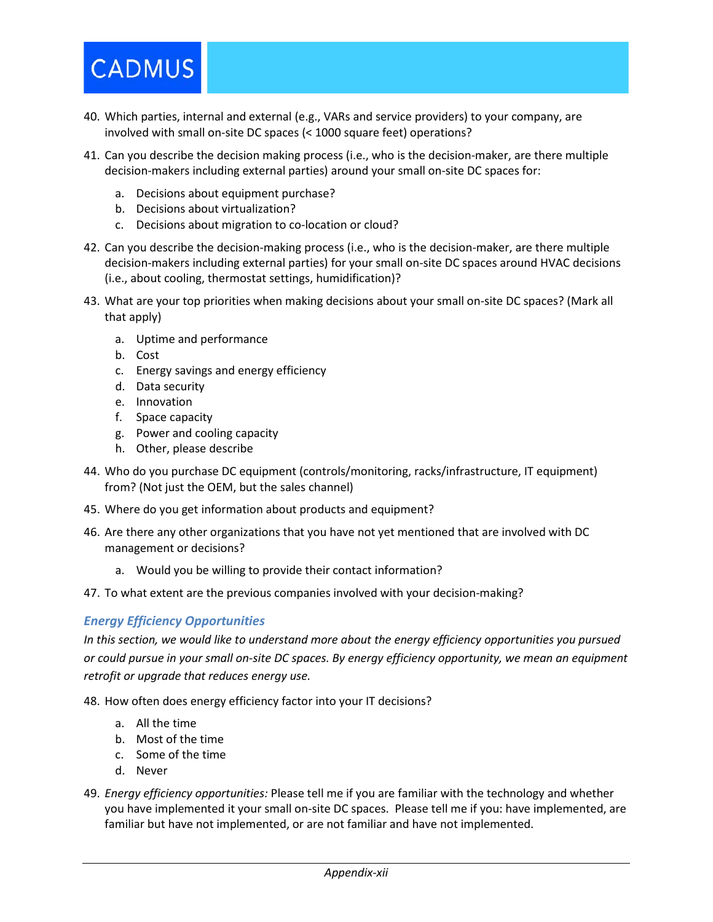40. Which parties, internal and external (e.g., VARs and service providers) to your company, are involved with small on-site DC spaces (< 1000 square feet) operations?

41. Can you describe the decision making process (i.e., who is the decision-maker, are there multiple decision-makers including external parties) around your small on-site DC spaces for:

    a. Decisions about equipment purchase?
    b. Decisions about virtualization?
    c. Decisions about migration to co-location or cloud?

42. Can you describe the decision-making process (i.e., who is the decision-maker, are there multiple decision-makers including external parties) for your small on-site DC spaces around HVAC decisions (i.e., about cooling, thermostat settings, humidification)?

43. What are your top priorities when making decisions about your small on-site DC spaces? (Mark all that apply)

    a. Uptime and performance
    b. Cost
    c. Energy savings and energy efficiency
    d. Data security
    e. Innovation
    f. Space capacity
    g. Power and cooling capacity
    h. Other, please describe

44. Who do you purchase DC equipment (controls/monitoring, racks/infrastructure, IT equipment) from? (Not just the OEM, but the sales channel)

45. Where do you get information about products and equipment?

46. Are there any other organizations that you have not yet mentioned that are involved with DC management or decisions?

    a. Would you be willing to provide their contact information?

47. To what extent are the previous companies involved with your decision-making?

### *Energy Efficiency Opportunities*

*In this section, we would like to understand more about the energy efficiency opportunities you pursued or could pursue in your small on-site DC spaces. By energy efficiency opportunity, we mean an equipment retrofit or upgrade that reduces energy use.*

48. How often does energy efficiency factor into your IT decisions?

    a. All the time
    b. Most of the time
    c. Some of the time
    d. Never

49. *Energy efficiency opportunities:* Please tell me if you are familiar with the technology and whether you have implemented it your small on-site DC spaces. Please tell me if you: have implemented, are familiar but have not implemented, or are not familiar and have not implemented.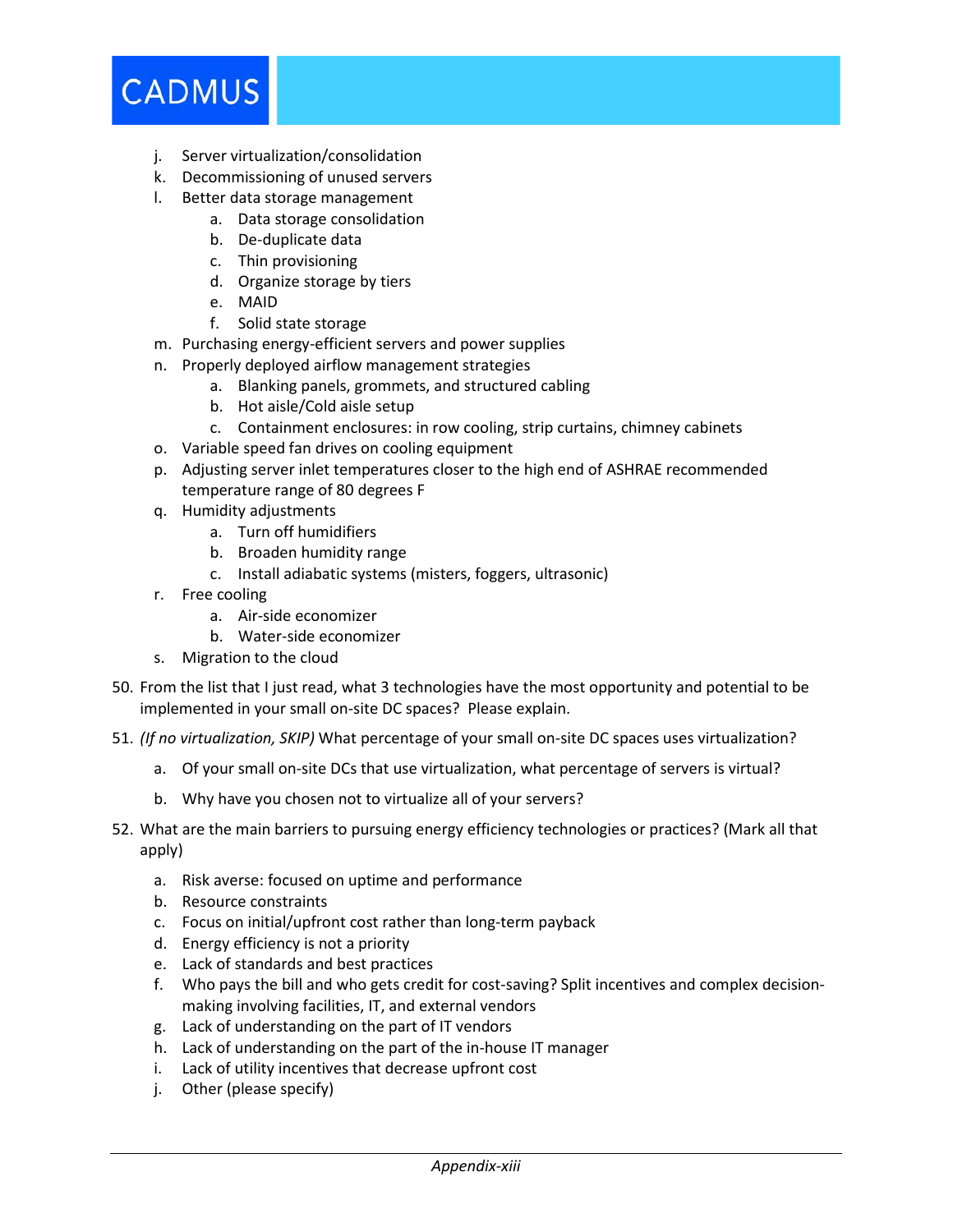j. Server virtualization/consolidation
k. Decommissioning of unused servers
l. Better data storage management
    a. Data storage consolidation
    b. De-duplicate data
    c. Thin provisioning
    d. Organize storage by tiers
    e. MAID
    f. Solid state storage
m. Purchasing energy-efficient servers and power supplies
n. Properly deployed airflow management strategies
    a. Blanking panels, grommets, and structured cabling
    b. Hot aisle/Cold aisle setup
    c. Containment enclosures: in row cooling, strip curtains, chimney cabinets
o. Variable speed fan drives on cooling equipment
p. Adjusting server inlet temperatures closer to the high end of ASHRAE recommended temperature range of 80 degrees F
q. Humidity adjustments
    a. Turn off humidifiers
    b. Broaden humidity range
    c. Install adiabatic systems (misters, foggers, ultrasonic)
r. Free cooling
    a. Air-side economizer
    b. Water-side economizer
s. Migration to the cloud

50. From the list that I just read, what 3 technologies have the most opportunity and potential to be implemented in your small on-site DC spaces? Please explain.

51. *(If no virtualization, SKIP)* What percentage of your small on-site DC spaces uses virtualization?

    a. Of your small on-site DCs that use virtualization, what percentage of servers is virtual?

    b. Why have you chosen not to virtualize all of your servers?

52. What are the main barriers to pursuing energy efficiency technologies or practices? (Mark all that apply)

    a. Risk averse: focused on uptime and performance
    b. Resource constraints
    c. Focus on initial/upfront cost rather than long-term payback
    d. Energy efficiency is not a priority
    e. Lack of standards and best practices
    f. Who pays the bill and who gets credit for cost-saving? Split incentives and complex decision-making involving facilities, IT, and external vendors
    g. Lack of understanding on the part of IT vendors
    h. Lack of understanding on the part of the in-house IT manager
    i. Lack of utility incentives that decrease upfront cost
    j. Other (please specify)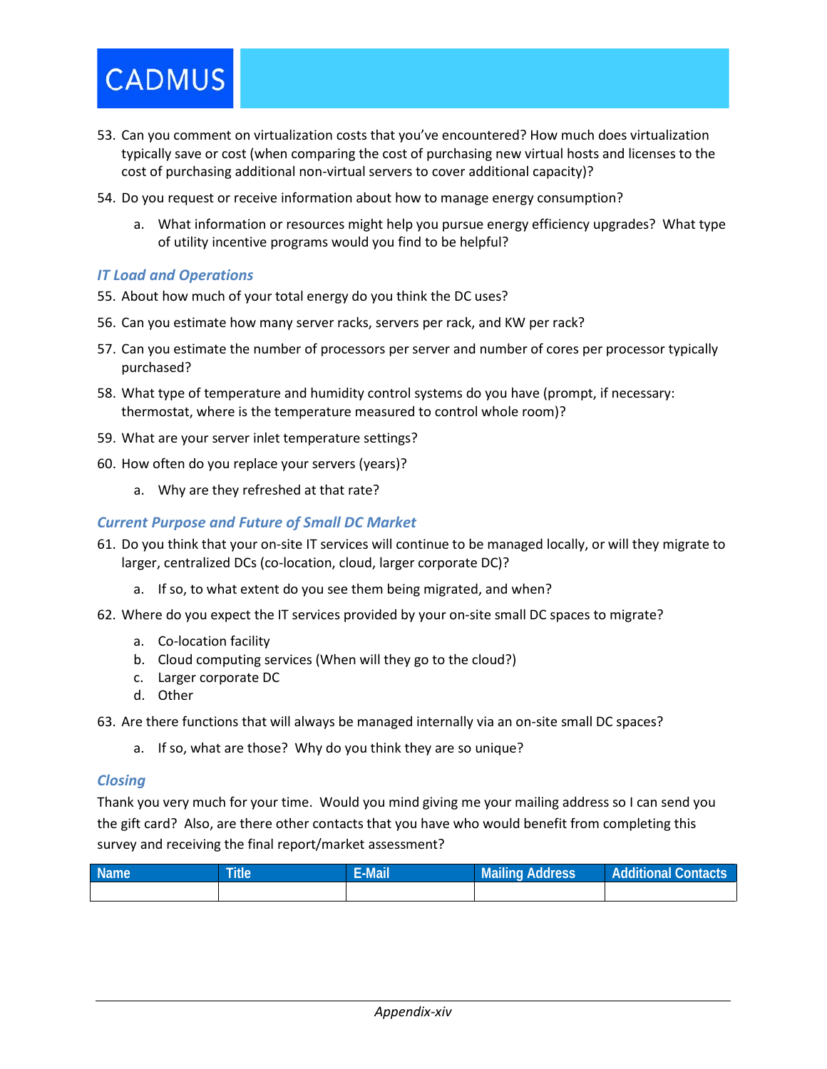53. Can you comment on virtualization costs that you've encountered? How much does virtualization typically save or cost (when comparing the cost of purchasing new virtual hosts and licenses to the cost of purchasing additional non-virtual servers to cover additional capacity)?
54. Do you request or receive information about how to manage energy consumption?
    a. What information or resources might help you pursue energy efficiency upgrades? What type of utility incentive programs would you find to be helpful?

### *IT Load and Operations*

55. About how much of your total energy do you think the DC uses?
56. Can you estimate how many server racks, servers per rack, and KW per rack?
57. Can you estimate the number of processors per server and number of cores per processor typically purchased?
58. What type of temperature and humidity control systems do you have (prompt, if necessary: thermostat, where is the temperature measured to control whole room)?
59. What are your server inlet temperature settings?
60. How often do you replace your servers (years)?
    a. Why are they refreshed at that rate?

### *Current Purpose and Future of Small DC Market*

61. Do you think that your on-site IT services will continue to be managed locally, or will they migrate to larger, centralized DCs (co-location, cloud, larger corporate DC)?
    a. If so, to what extent do you see them being migrated, and when?
62. Where do you expect the IT services provided by your on-site small DC spaces to migrate?
    a. Co-location facility
    b. Cloud computing services (When will they go to the cloud?)
    c. Larger corporate DC
    d. Other
63. Are there functions that will always be managed internally via an on-site small DC spaces?
    a. If so, what are those? Why do you think they are so unique?

### *Closing*

Thank you very much for your time. Would you mind giving me your mailing address so I can send you the gift card? Also, are there other contacts that you have who would benefit from completing this survey and receiving the final report/market assessment?

| Name | Title | E-Mail | Mailing Address | Additional Contacts |
|---|---|---|---|---|
| | | | | |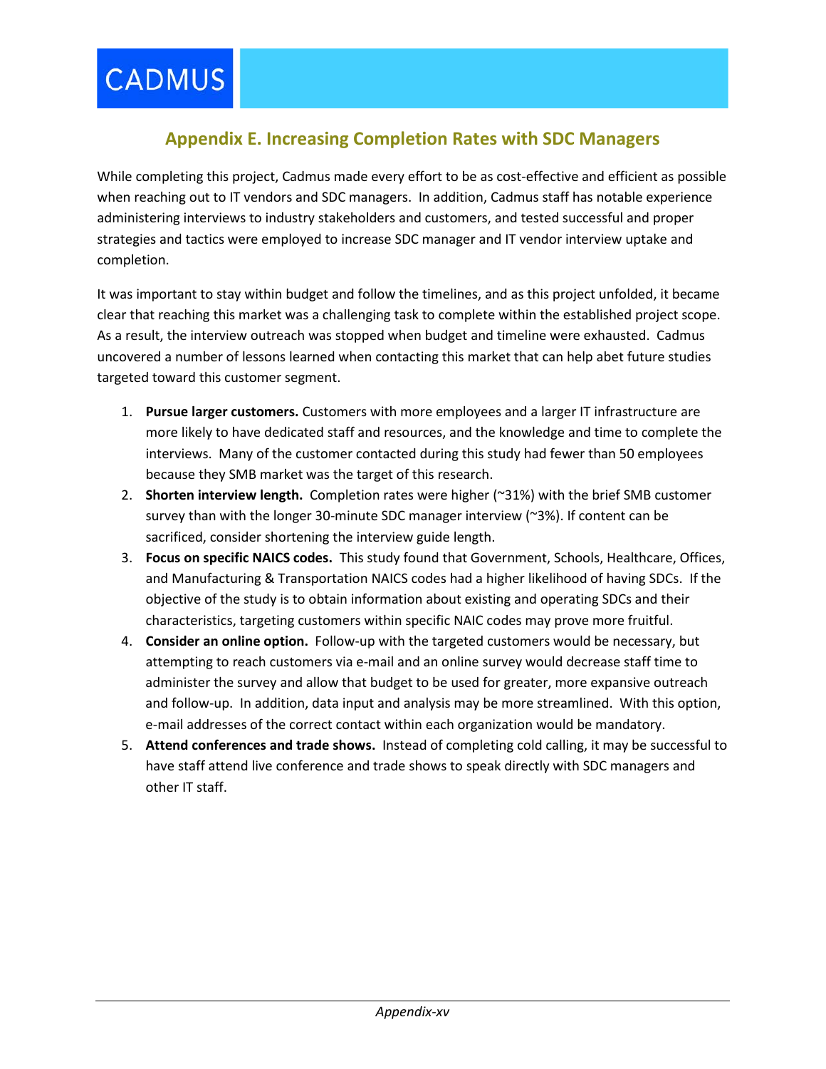## Appendix E. Increasing Completion Rates with SDC Managers

While completing this project, Cadmus made every effort to be as cost-effective and efficient as possible when reaching out to IT vendors and SDC managers. In addition, Cadmus staff has notable experience administering interviews to industry stakeholders and customers, and tested successful and proper strategies and tactics were employed to increase SDC manager and IT vendor interview uptake and completion.

It was important to stay within budget and follow the timelines, and as this project unfolded, it became clear that reaching this market was a challenging task to complete within the established project scope. As a result, the interview outreach was stopped when budget and timeline were exhausted. Cadmus uncovered a number of lessons learned when contacting this market that can help abet future studies targeted toward this customer segment.

1. **Pursue larger customers.** Customers with more employees and a larger IT infrastructure are more likely to have dedicated staff and resources, and the knowledge and time to complete the interviews. Many of the customer contacted during this study had fewer than 50 employees because they SMB market was the target of this research.
2. **Shorten interview length.** Completion rates were higher (~31%) with the brief SMB customer survey than with the longer 30-minute SDC manager interview (~3%). If content can be sacrificed, consider shortening the interview guide length.
3. **Focus on specific NAICS codes.** This study found that Government, Schools, Healthcare, Offices, and Manufacturing & Transportation NAICS codes had a higher likelihood of having SDCs. If the objective of the study is to obtain information about existing and operating SDCs and their characteristics, targeting customers within specific NAIC codes may prove more fruitful.
4. **Consider an online option.** Follow-up with the targeted customers would be necessary, but attempting to reach customers via e-mail and an online survey would decrease staff time to administer the survey and allow that budget to be used for greater, more expansive outreach and follow-up. In addition, data input and analysis may be more streamlined. With this option, e-mail addresses of the correct contact within each organization would be mandatory.
5. **Attend conferences and trade shows.** Instead of completing cold calling, it may be successful to have staff attend live conference and trade shows to speak directly with SDC managers and other IT staff.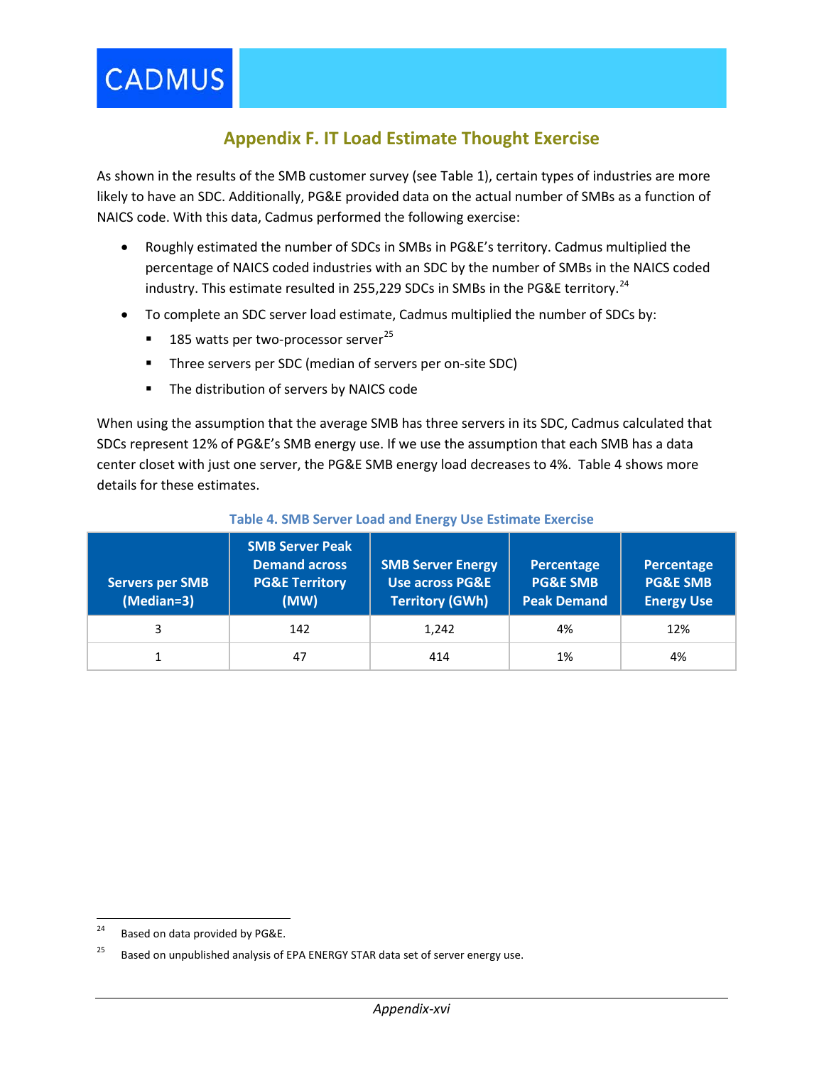# Appendix F. IT Load Estimate Thought Exercise

As shown in the results of the SMB customer survey (see Table 1), certain types of industries are more likely to have an SDC. Additionally, PG&E provided data on the actual number of SMBs as a function of NAICS code. With this data, Cadmus performed the following exercise:

- Roughly estimated the number of SDCs in SMBs in PG&E's territory. Cadmus multiplied the percentage of NAICS coded industries with an SDC by the number of SMBs in the NAICS coded industry. This estimate resulted in 255,229 SDCs in SMBs in the PG&E territory.[24]
- To complete an SDC server load estimate, Cadmus multiplied the number of SDCs by:
  - 185 watts per two-processor server[25]
  - Three servers per SDC (median of servers per on-site SDC)
  - The distribution of servers by NAICS code

When using the assumption that the average SMB has three servers in its SDC, Cadmus calculated that SDCs represent 12% of PG&E's SMB energy use. If we use the assumption that each SMB has a data center closet with just one server, the PG&E SMB energy load decreases to 4%. Table 4 shows more details for these estimates.

**Table 4. SMB Server Load and Energy Use Estimate Exercise**

| Servers per SMB (Median=3) | SMB Server Peak Demand across PG&E Territory (MW) | SMB Server Energy Use across PG&E Territory (GWh) | Percentage PG&E SMB Peak Demand | Percentage PG&E SMB Energy Use |
|---|---|---|---|---|
| 3 | 142 | 1,242 | 4% | 12% |
| 1 | 47 | 414 | 1% | 4% |

---

[24] Based on data provided by PG&E.

[25] Based on unpublished analysis of EPA ENERGY STAR data set of server energy use.